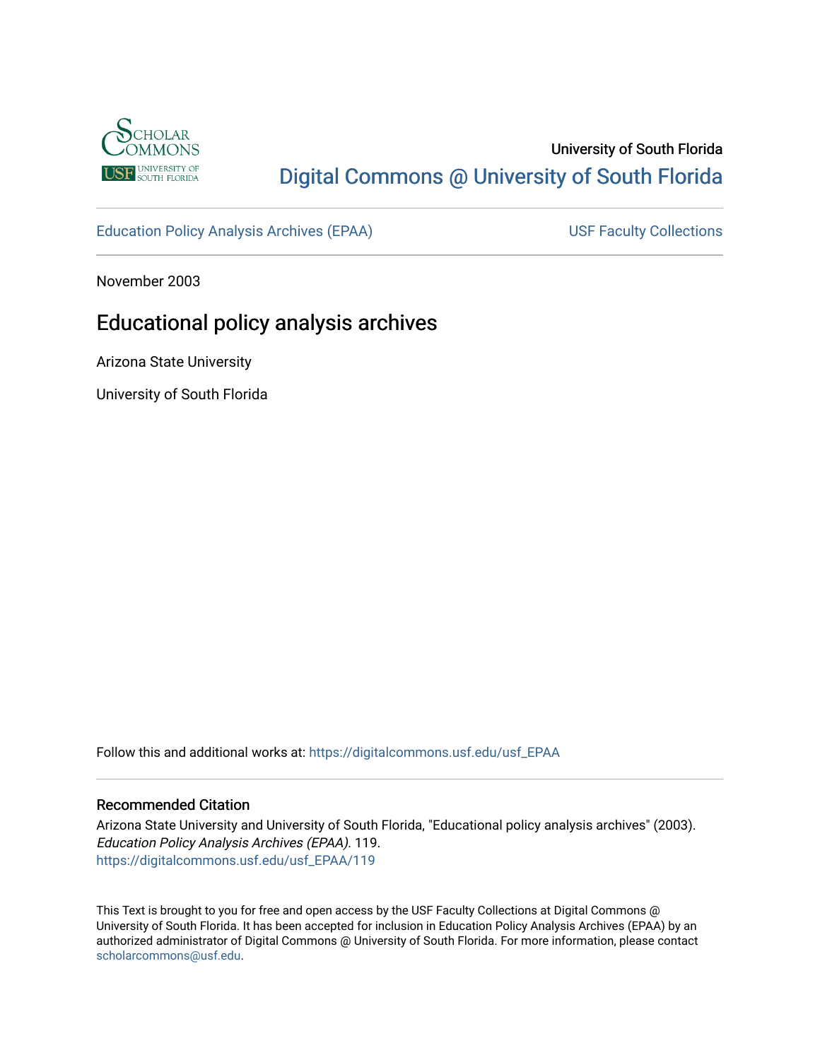University of South Florida

Digital Commons @ University of South Florida

Education Policy Analysis Archives (EPAA)

USF Faculty Collections

November 2003

# Educational policy analysis archives

Arizona State University

University of South Florida

Follow this and additional works at: https://digitalcommons.usf.edu/usf_EPAA

## Recommended Citation

Arizona State University and University of South Florida, "Educational policy analysis archives" (2003). *Education Policy Analysis Archives (EPAA)*. 119.
https://digitalcommons.usf.edu/usf_EPAA/119

This Text is brought to you for free and open access by the USF Faculty Collections at Digital Commons @ University of South Florida. It has been accepted for inclusion in Education Policy Analysis Archives (EPAA) by an authorized administrator of Digital Commons @ University of South Florida. For more information, please contact scholarcommons@usf.edu.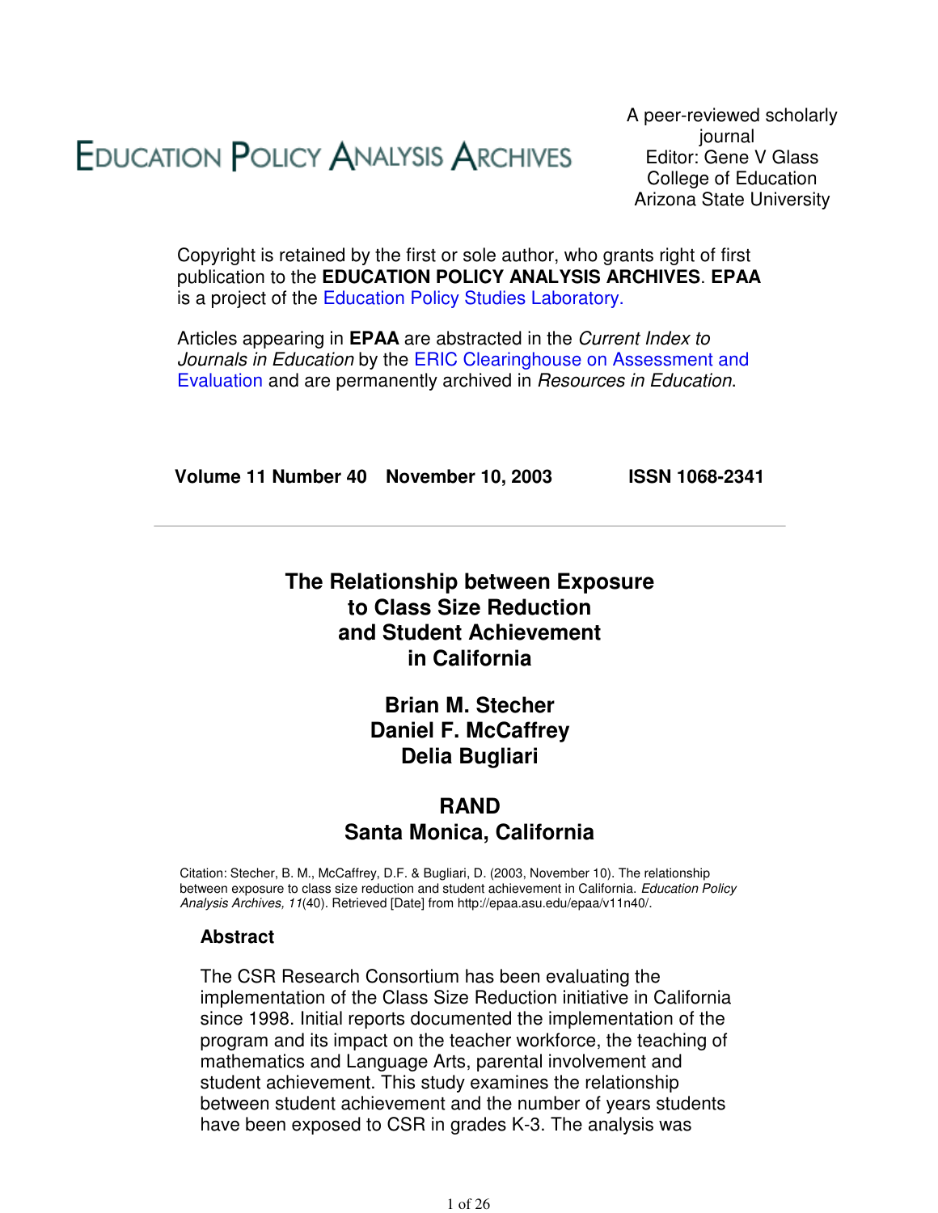# EDUCATION POLICY ANALYSIS ARCHIVES

A peer-reviewed scholarly journal
Editor: Gene V Glass
College of Education
Arizona State University

Copyright is retained by the first or sole author, who grants right of first publication to the **EDUCATION POLICY ANALYSIS ARCHIVES**. **EPAA** is a project of the Education Policy Studies Laboratory.

Articles appearing in **EPAA** are abstracted in the *Current Index to Journals in Education* by the ERIC Clearinghouse on Assessment and Evaluation and are permanently archived in *Resources in Education*.

**Volume 11 Number 40 November 10, 2003 ISSN 1068-2341**

---

## The Relationship between Exposure to Class Size Reduction and Student Achievement in California

**Brian M. Stecher**
**Daniel F. McCaffrey**
**Delia Bugliari**

**RAND**
**Santa Monica, California**

Citation: Stecher, B. M., McCaffrey, D.F. & Bugliari, D. (2003, November 10). The relationship between exposure to class size reduction and student achievement in California. *Education Policy Analysis Archives, 11*(40). Retrieved [Date] from http://epaa.asu.edu/epaa/v11n40/.

### Abstract

The CSR Research Consortium has been evaluating the implementation of the Class Size Reduction initiative in California since 1998. Initial reports documented the implementation of the program and its impact on the teacher workforce, the teaching of mathematics and Language Arts, parental involvement and student achievement. This study examines the relationship between student achievement and the number of years students have been exposed to CSR in grades K-3. The analysis was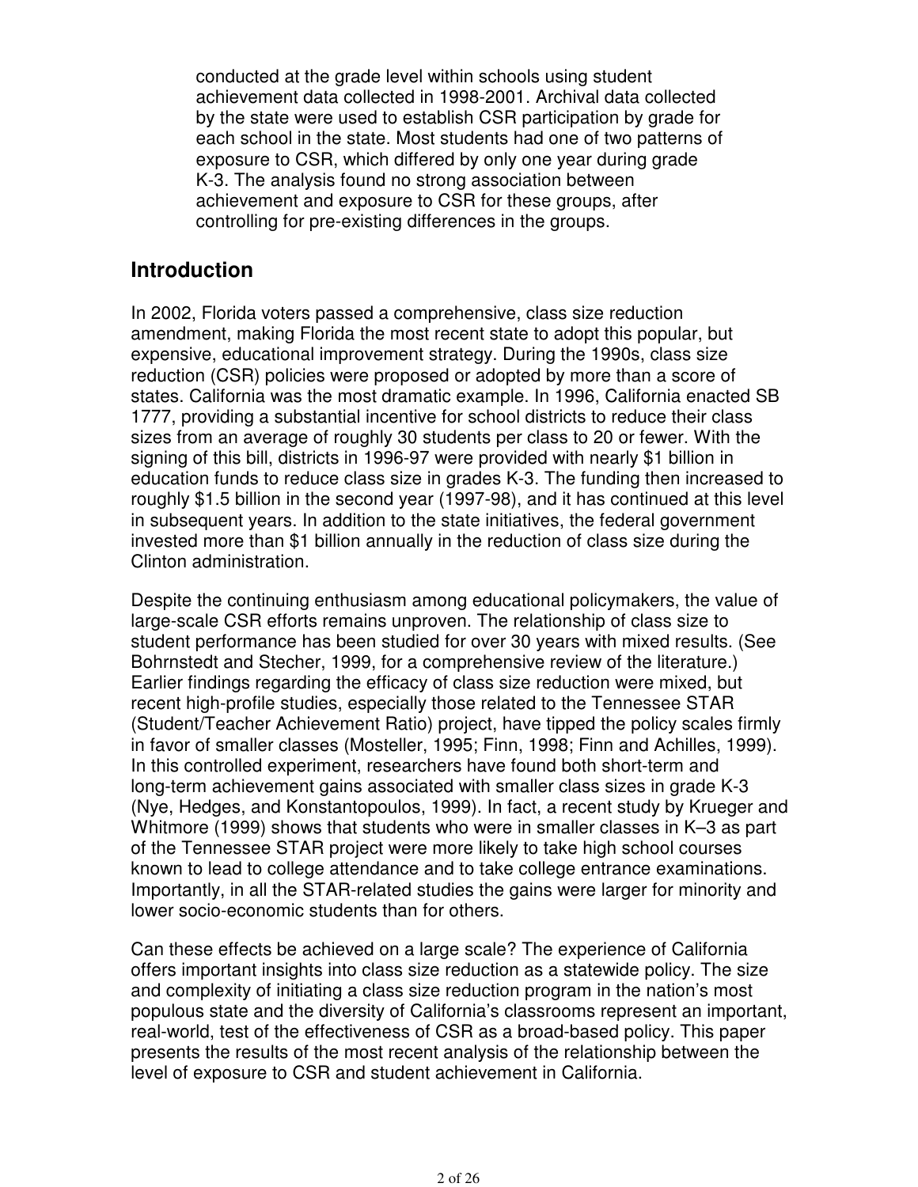conducted at the grade level within schools using student achievement data collected in 1998-2001. Archival data collected by the state were used to establish CSR participation by grade for each school in the state. Most students had one of two patterns of exposure to CSR, which differed by only one year during grade K-3. The analysis found no strong association between achievement and exposure to CSR for these groups, after controlling for pre-existing differences in the groups.

## Introduction

In 2002, Florida voters passed a comprehensive, class size reduction amendment, making Florida the most recent state to adopt this popular, but expensive, educational improvement strategy. During the 1990s, class size reduction (CSR) policies were proposed or adopted by more than a score of states. California was the most dramatic example. In 1996, California enacted SB 1777, providing a substantial incentive for school districts to reduce their class sizes from an average of roughly 30 students per class to 20 or fewer. With the signing of this bill, districts in 1996-97 were provided with nearly $1 billion in education funds to reduce class size in grades K-3. The funding then increased to roughly $1.5 billion in the second year (1997-98), and it has continued at this level in subsequent years. In addition to the state initiatives, the federal government invested more than $1 billion annually in the reduction of class size during the Clinton administration.

Despite the continuing enthusiasm among educational policymakers, the value of large-scale CSR efforts remains unproven. The relationship of class size to student performance has been studied for over 30 years with mixed results. (See Bohrnstedt and Stecher, 1999, for a comprehensive review of the literature.) Earlier findings regarding the efficacy of class size reduction were mixed, but recent high-profile studies, especially those related to the Tennessee STAR (Student/Teacher Achievement Ratio) project, have tipped the policy scales firmly in favor of smaller classes (Mosteller, 1995; Finn, 1998; Finn and Achilles, 1999). In this controlled experiment, researchers have found both short-term and long-term achievement gains associated with smaller class sizes in grade K-3 (Nye, Hedges, and Konstantopoulos, 1999). In fact, a recent study by Krueger and Whitmore (1999) shows that students who were in smaller classes in K–3 as part of the Tennessee STAR project were more likely to take high school courses known to lead to college attendance and to take college entrance examinations. Importantly, in all the STAR-related studies the gains were larger for minority and lower socio-economic students than for others.

Can these effects be achieved on a large scale? The experience of California offers important insights into class size reduction as a statewide policy. The size and complexity of initiating a class size reduction program in the nation's most populous state and the diversity of California's classrooms represent an important, real-world, test of the effectiveness of CSR as a broad-based policy. This paper presents the results of the most recent analysis of the relationship between the level of exposure to CSR and student achievement in California.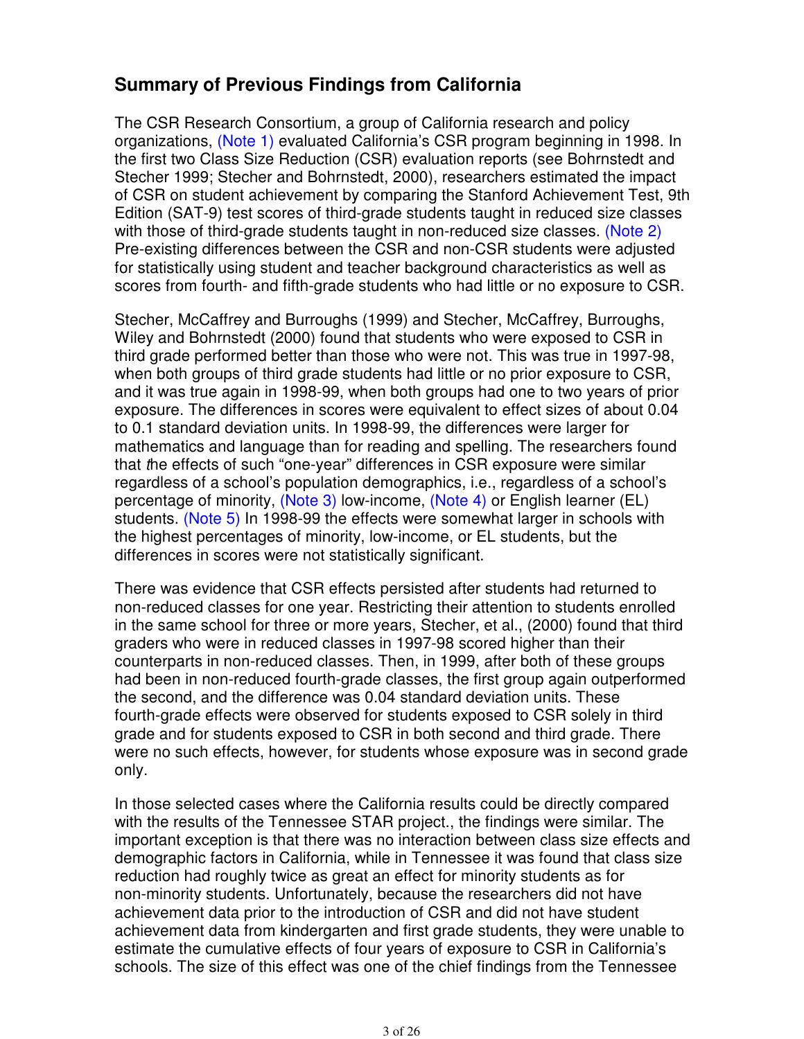## Summary of Previous Findings from California

The CSR Research Consortium, a group of California research and policy organizations, (Note 1) evaluated California's CSR program beginning in 1998. In the first two Class Size Reduction (CSR) evaluation reports (see Bohrnstedt and Stecher 1999; Stecher and Bohrnstedt, 2000), researchers estimated the impact of CSR on student achievement by comparing the Stanford Achievement Test, 9th Edition (SAT-9) test scores of third-grade students taught in reduced size classes with those of third-grade students taught in non-reduced size classes. (Note 2) Pre-existing differences between the CSR and non-CSR students were adjusted for statistically using student and teacher background characteristics as well as scores from fourth- and fifth-grade students who had little or no exposure to CSR.

Stecher, McCaffrey and Burroughs (1999) and Stecher, McCaffrey, Burroughs, Wiley and Bohrnstedt (2000) found that students who were exposed to CSR in third grade performed better than those who were not. This was true in 1997-98, when both groups of third grade students had little or no prior exposure to CSR, and it was true again in 1998-99, when both groups had one to two years of prior exposure. The differences in scores were equivalent to effect sizes of about 0.04 to 0.1 standard deviation units. In 1998-99, the differences were larger for mathematics and language than for reading and spelling. The researchers found that *t*he effects of such "one-year" differences in CSR exposure were similar regardless of a school's population demographics, i.e., regardless of a school's percentage of minority, (Note 3) low-income, (Note 4) or English learner (EL) students. (Note 5) In 1998-99 the effects were somewhat larger in schools with the highest percentages of minority, low-income, or EL students, but the differences in scores were not statistically significant.

There was evidence that CSR effects persisted after students had returned to non-reduced classes for one year. Restricting their attention to students enrolled in the same school for three or more years, Stecher, et al., (2000) found that third graders who were in reduced classes in 1997-98 scored higher than their counterparts in non-reduced classes. Then, in 1999, after both of these groups had been in non-reduced fourth-grade classes, the first group again outperformed the second, and the difference was 0.04 standard deviation units. These fourth-grade effects were observed for students exposed to CSR solely in third grade and for students exposed to CSR in both second and third grade. There were no such effects, however, for students whose exposure was in second grade only.

In those selected cases where the California results could be directly compared with the results of the Tennessee STAR project., the findings were similar. The important exception is that there was no interaction between class size effects and demographic factors in California, while in Tennessee it was found that class size reduction had roughly twice as great an effect for minority students as for non-minority students. Unfortunately, because the researchers did not have achievement data prior to the introduction of CSR and did not have student achievement data from kindergarten and first grade students, they were unable to estimate the cumulative effects of four years of exposure to CSR in California's schools. The size of this effect was one of the chief findings from the Tennessee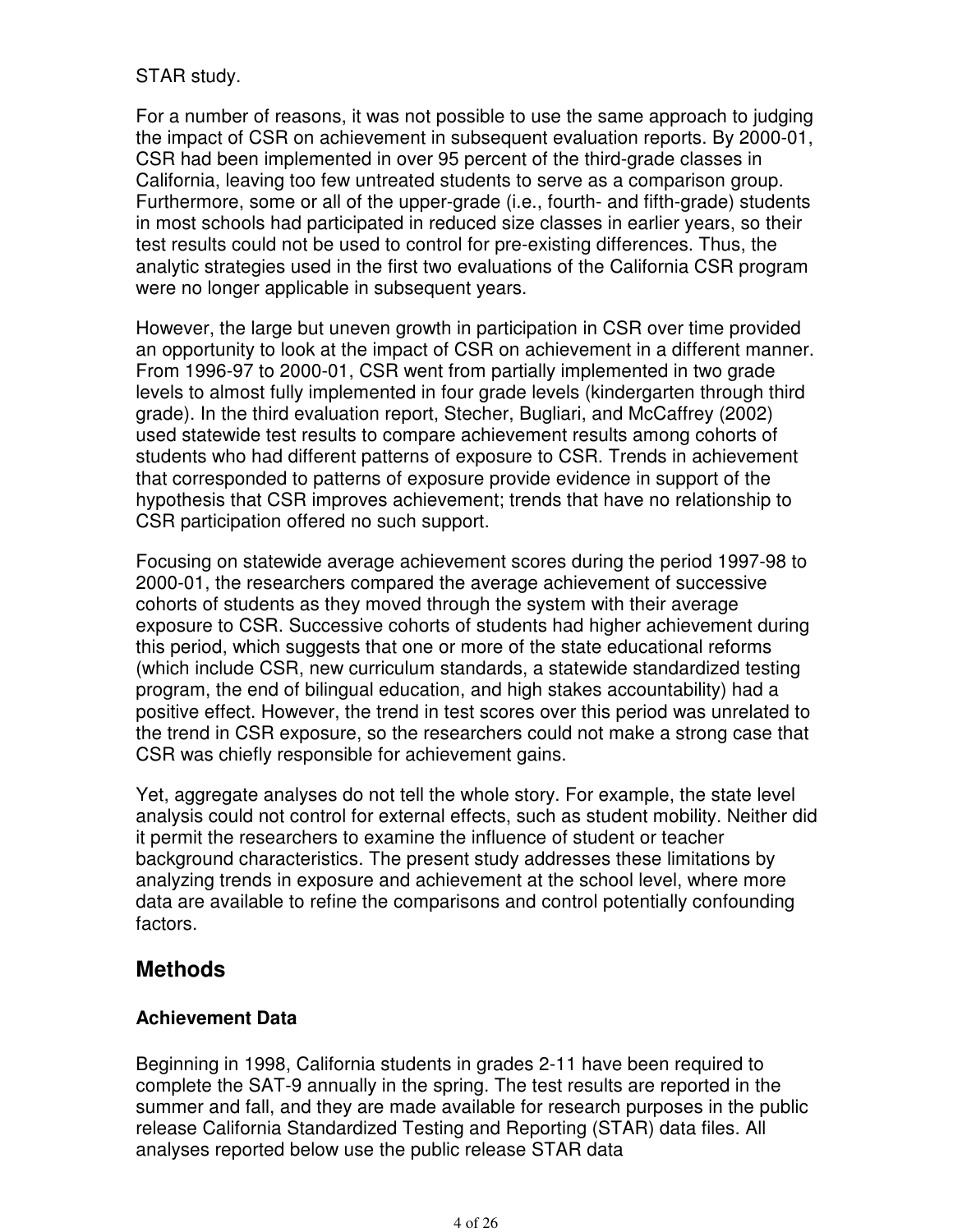STAR study.

For a number of reasons, it was not possible to use the same approach to judging the impact of CSR on achievement in subsequent evaluation reports. By 2000-01, CSR had been implemented in over 95 percent of the third-grade classes in California, leaving too few untreated students to serve as a comparison group. Furthermore, some or all of the upper-grade (i.e., fourth- and fifth-grade) students in most schools had participated in reduced size classes in earlier years, so their test results could not be used to control for pre-existing differences. Thus, the analytic strategies used in the first two evaluations of the California CSR program were no longer applicable in subsequent years.

However, the large but uneven growth in participation in CSR over time provided an opportunity to look at the impact of CSR on achievement in a different manner. From 1996-97 to 2000-01, CSR went from partially implemented in two grade levels to almost fully implemented in four grade levels (kindergarten through third grade). In the third evaluation report, Stecher, Bugliari, and McCaffrey (2002) used statewide test results to compare achievement results among cohorts of students who had different patterns of exposure to CSR. Trends in achievement that corresponded to patterns of exposure provide evidence in support of the hypothesis that CSR improves achievement; trends that have no relationship to CSR participation offered no such support.

Focusing on statewide average achievement scores during the period 1997-98 to 2000-01, the researchers compared the average achievement of successive cohorts of students as they moved through the system with their average exposure to CSR. Successive cohorts of students had higher achievement during this period, which suggests that one or more of the state educational reforms (which include CSR, new curriculum standards, a statewide standardized testing program, the end of bilingual education, and high stakes accountability) had a positive effect. However, the trend in test scores over this period was unrelated to the trend in CSR exposure, so the researchers could not make a strong case that CSR was chiefly responsible for achievement gains.

Yet, aggregate analyses do not tell the whole story. For example, the state level analysis could not control for external effects, such as student mobility. Neither did it permit the researchers to examine the influence of student or teacher background characteristics. The present study addresses these limitations by analyzing trends in exposure and achievement at the school level, where more data are available to refine the comparisons and control potentially confounding factors.

## Methods

### Achievement Data

Beginning in 1998, California students in grades 2-11 have been required to complete the SAT-9 annually in the spring. The test results are reported in the summer and fall, and they are made available for research purposes in the public release California Standardized Testing and Reporting (STAR) data files. All analyses reported below use the public release STAR data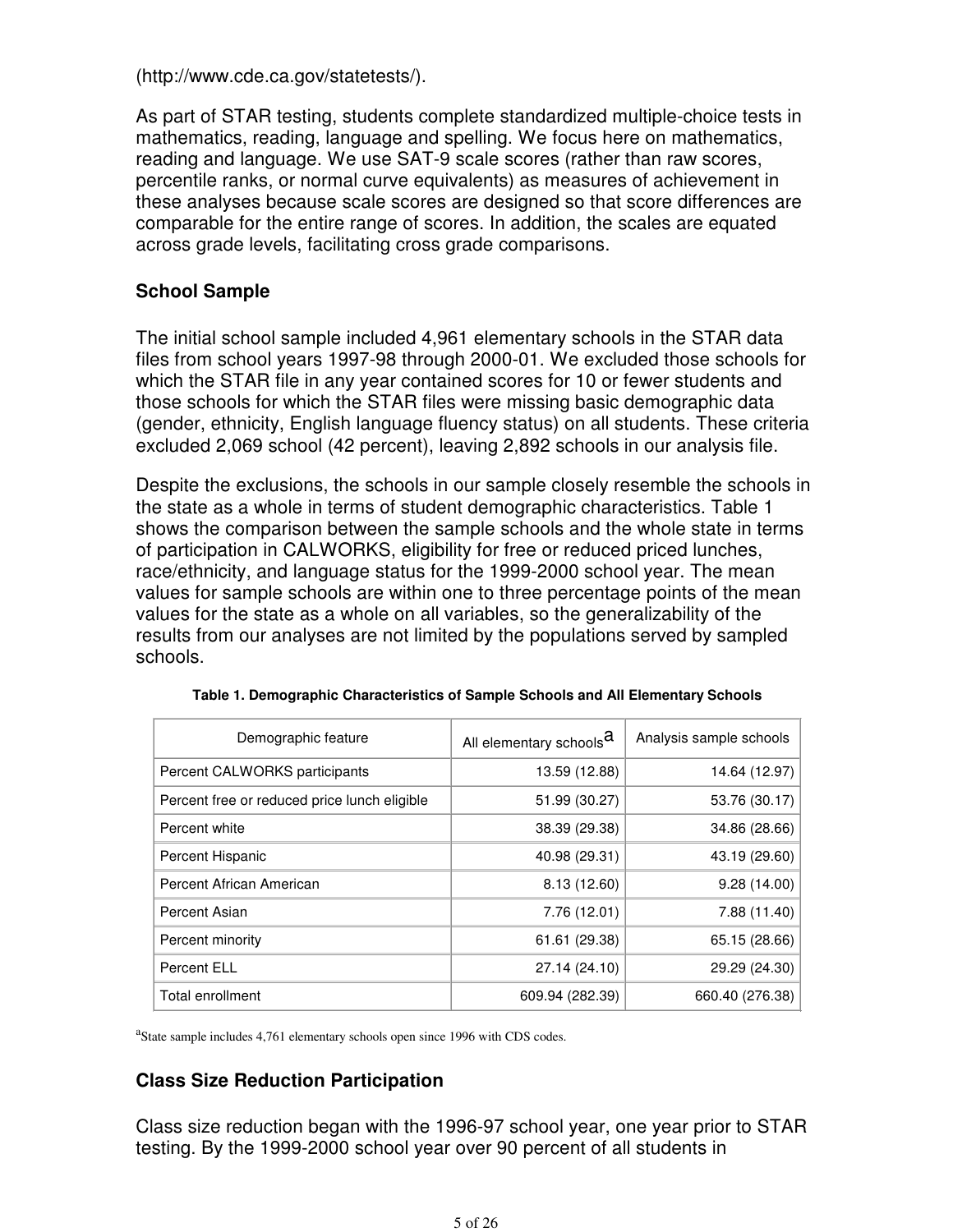(http://www.cde.ca.gov/statetests/).

As part of STAR testing, students complete standardized multiple-choice tests in mathematics, reading, language and spelling. We focus here on mathematics, reading and language. We use SAT-9 scale scores (rather than raw scores, percentile ranks, or normal curve equivalents) as measures of achievement in these analyses because scale scores are designed so that score differences are comparable for the entire range of scores. In addition, the scales are equated across grade levels, facilitating cross grade comparisons.

### School Sample

The initial school sample included 4,961 elementary schools in the STAR data files from school years 1997-98 through 2000-01. We excluded those schools for which the STAR file in any year contained scores for 10 or fewer students and those schools for which the STAR files were missing basic demographic data (gender, ethnicity, English language fluency status) on all students. These criteria excluded 2,069 school (42 percent), leaving 2,892 schools in our analysis file.

Despite the exclusions, the schools in our sample closely resemble the schools in the state as a whole in terms of student demographic characteristics. Table 1 shows the comparison between the sample schools and the whole state in terms of participation in CALWORKS, eligibility for free or reduced priced lunches, race/ethnicity, and language status for the 1999-2000 school year. The mean values for sample schools are within one to three percentage points of the mean values for the state as a whole on all variables, so the generalizability of the results from our analyses are not limited by the populations served by sampled schools.

**Table 1. Demographic Characteristics of Sample Schools and All Elementary Schools**

| Demographic feature | All elementary schools[a] | Analysis sample schools |
|---|---:|---:|
| Percent CALWORKS participants | 13.59 (12.88) | 14.64 (12.97) |
| Percent free or reduced price lunch eligible | 51.99 (30.27) | 53.76 (30.17) |
| Percent white | 38.39 (29.38) | 34.86 (28.66) |
| Percent Hispanic | 40.98 (29.31) | 43.19 (29.60) |
| Percent African American | 8.13 (12.60) | 9.28 (14.00) |
| Percent Asian | 7.76 (12.01) | 7.88 (11.40) |
| Percent minority | 61.61 (29.38) | 65.15 (28.66) |
| Percent ELL | 27.14 (24.10) | 29.29 (24.30) |
| Total enrollment | 609.94 (282.39) | 660.40 (276.38) |

[a]State sample includes 4,761 elementary schools open since 1996 with CDS codes.

### Class Size Reduction Participation

Class size reduction began with the 1996-97 school year, one year prior to STAR testing. By the 1999-2000 school year over 90 percent of all students in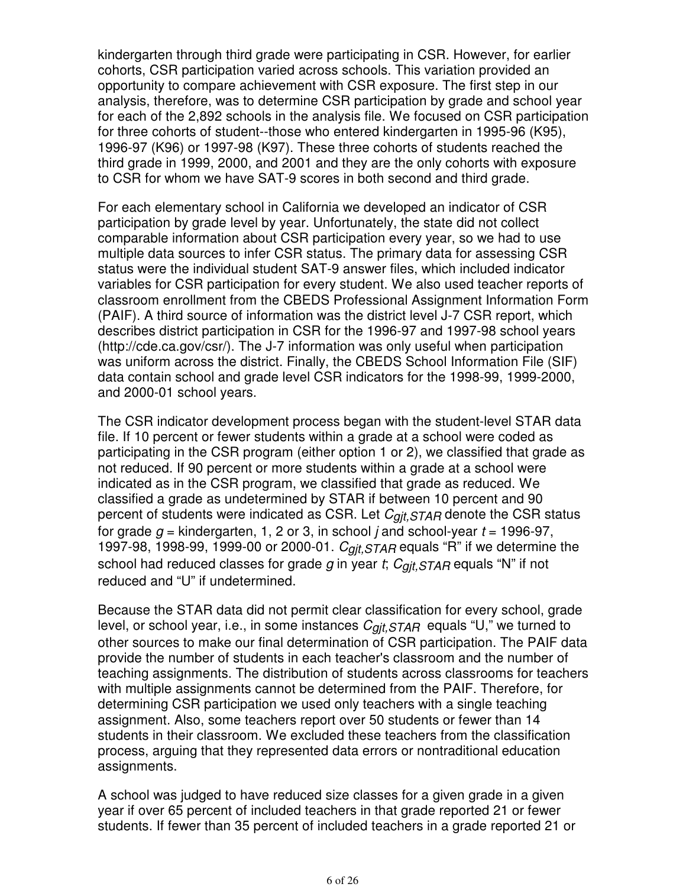kindergarten through third grade were participating in CSR. However, for earlier cohorts, CSR participation varied across schools. This variation provided an opportunity to compare achievement with CSR exposure. The first step in our analysis, therefore, was to determine CSR participation by grade and school year for each of the 2,892 schools in the analysis file. We focused on CSR participation for three cohorts of student--those who entered kindergarten in 1995-96 (K95), 1996-97 (K96) or 1997-98 (K97). These three cohorts of students reached the third grade in 1999, 2000, and 2001 and they are the only cohorts with exposure to CSR for whom we have SAT-9 scores in both second and third grade.

For each elementary school in California we developed an indicator of CSR participation by grade level by year. Unfortunately, the state did not collect comparable information about CSR participation every year, so we had to use multiple data sources to infer CSR status. The primary data for assessing CSR status were the individual student SAT-9 answer files, which included indicator variables for CSR participation for every student. We also used teacher reports of classroom enrollment from the CBEDS Professional Assignment Information Form (PAIF). A third source of information was the district level J-7 CSR report, which describes district participation in CSR for the 1996-97 and 1997-98 school years (http://cde.ca.gov/csr/). The J-7 information was only useful when participation was uniform across the district. Finally, the CBEDS School Information File (SIF) data contain school and grade level CSR indicators for the 1998-99, 1999-2000, and 2000-01 school years.

The CSR indicator development process began with the student-level STAR data file. If 10 percent or fewer students within a grade at a school were coded as participating in the CSR program (either option 1 or 2), we classified that grade as not reduced. If 90 percent or more students within a grade at a school were indicated as in the CSR program, we classified that grade as reduced. We classified a grade as undetermined by STAR if between 10 percent and 90 percent of students were indicated as CSR. Let $C_{gjt,STAR}$ denote the CSR status for grade $g$ = kindergarten, 1, 2 or 3, in school $j$ and school-year $t$ = 1996-97, 1997-98, 1998-99, 1999-00 or 2000-01. $C_{gjt,STAR}$ equals "R" if we determine the school had reduced classes for grade $g$ in year $t$; $C_{gjt,STAR}$ equals "N" if not reduced and "U" if undetermined.

Because the STAR data did not permit clear classification for every school, grade level, or school year, i.e., in some instances $C_{gjt,STAR}$ equals "U," we turned to other sources to make our final determination of CSR participation. The PAIF data provide the number of students in each teacher's classroom and the number of teaching assignments. The distribution of students across classrooms for teachers with multiple assignments cannot be determined from the PAIF. Therefore, for determining CSR participation we used only teachers with a single teaching assignment. Also, some teachers report over 50 students or fewer than 14 students in their classroom. We excluded these teachers from the classification process, arguing that they represented data errors or nontraditional education assignments.

A school was judged to have reduced size classes for a given grade in a given year if over 65 percent of included teachers in that grade reported 21 or fewer students. If fewer than 35 percent of included teachers in a grade reported 21 or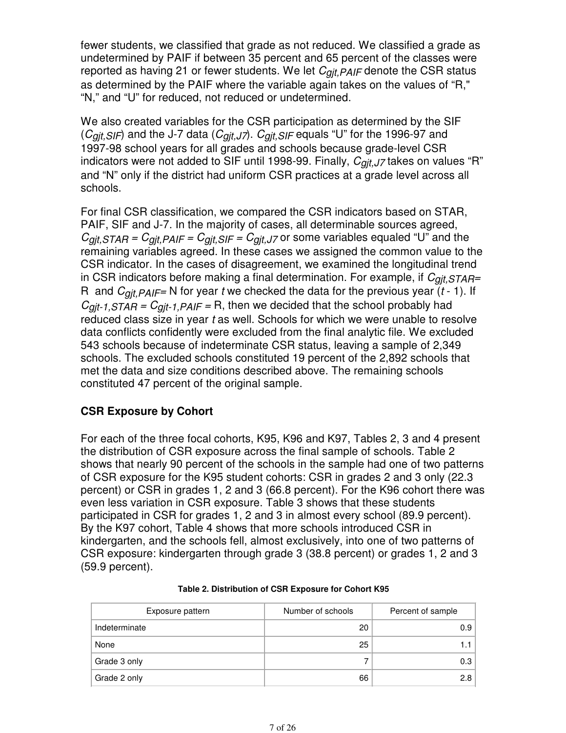fewer students, we classified that grade as not reduced. We classified a grade as undetermined by PAIF if between 35 percent and 65 percent of the classes were reported as having 21 or fewer students. We let $C_{gjt,PAIF}$ denote the CSR status as determined by the PAIF where the variable again takes on the values of "R," "N," and "U" for reduced, not reduced or undetermined.

We also created variables for the CSR participation as determined by the SIF ($C_{gjt,SIF}$) and the J-7 data ($C_{gjt,J7}$). $C_{gjt,SIF}$ equals "U" for the 1996-97 and 1997-98 school years for all grades and schools because grade-level CSR indicators were not added to SIF until 1998-99. Finally, $C_{gjt,J7}$ takes on values "R" and "N" only if the district had uniform CSR practices at a grade level across all schools.

For final CSR classification, we compared the CSR indicators based on STAR, PAIF, SIF and J-7. In the majority of cases, all determinable sources agreed, $C_{gjt,STAR} = C_{gjt,PAIF} = C_{gjt,SIF} = C_{gjt,J7}$ or some variables equaled "U" and the remaining variables agreed. In these cases we assigned the common value to the CSR indicator. In the cases of disagreement, we examined the longitudinal trend in CSR indicators before making a final determination. For example, if $C_{gjt,STAR}$= R and $C_{gjt,PAIF}$= N for year *t* we checked the data for the previous year (*t* - 1). If $C_{gjt-1,STAR} = C_{gjt-1,PAIF}$ = R, then we decided that the school probably had reduced class size in year *t* as well. Schools for which we were unable to resolve data conflicts confidently were excluded from the final analytic file. We excluded 543 schools because of indeterminate CSR status, leaving a sample of 2,349 schools. The excluded schools constituted 19 percent of the 2,892 schools that met the data and size conditions described above. The remaining schools constituted 47 percent of the original sample.

## CSR Exposure by Cohort

For each of the three focal cohorts, K95, K96 and K97, Tables 2, 3 and 4 present the distribution of CSR exposure across the final sample of schools. Table 2 shows that nearly 90 percent of the schools in the sample had one of two patterns of CSR exposure for the K95 student cohorts: CSR in grades 2 and 3 only (22.3 percent) or CSR in grades 1, 2 and 3 (66.8 percent). For the K96 cohort there was even less variation in CSR exposure. Table 3 shows that these students participated in CSR for grades 1, 2 and 3 in almost every school (89.9 percent). By the K97 cohort, Table 4 shows that more schools introduced CSR in kindergarten, and the schools fell, almost exclusively, into one of two patterns of CSR exposure: kindergarten through grade 3 (38.8 percent) or grades 1, 2 and 3 (59.9 percent).

**Table 2. Distribution of CSR Exposure for Cohort K95**

| Exposure pattern | Number of schools | Percent of sample |
|---|---|---|
| Indeterminate | 20 | 0.9 |
| None | 25 | 1.1 |
| Grade 3 only | 7 | 0.3 |
| Grade 2 only | 66 | 2.8 |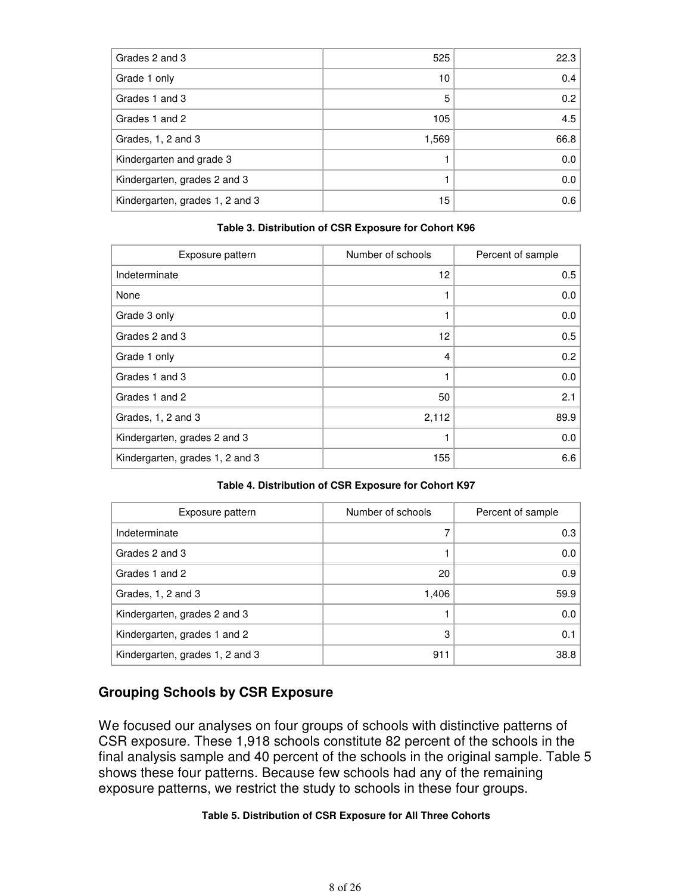| Grades 2 and 3 | 525 | 22.3 |
|---|---|---|
| Grade 1 only | 10 | 0.4 |
| Grades 1 and 3 | 5 | 0.2 |
| Grades 1 and 2 | 105 | 4.5 |
| Grades, 1, 2 and 3 | 1,569 | 66.8 |
| Kindergarten and grade 3 | 1 | 0.0 |
| Kindergarten, grades 2 and 3 | 1 | 0.0 |
| Kindergarten, grades 1, 2 and 3 | 15 | 0.6 |

**Table 3. Distribution of CSR Exposure for Cohort K96**

| Exposure pattern | Number of schools | Percent of sample |
|---|---|---|
| Indeterminate | 12 | 0.5 |
| None | 1 | 0.0 |
| Grade 3 only | 1 | 0.0 |
| Grades 2 and 3 | 12 | 0.5 |
| Grade 1 only | 4 | 0.2 |
| Grades 1 and 3 | 1 | 0.0 |
| Grades 1 and 2 | 50 | 2.1 |
| Grades, 1, 2 and 3 | 2,112 | 89.9 |
| Kindergarten, grades 2 and 3 | 1 | 0.0 |
| Kindergarten, grades 1, 2 and 3 | 155 | 6.6 |

**Table 4. Distribution of CSR Exposure for Cohort K97**

| Exposure pattern | Number of schools | Percent of sample |
|---|---|---|
| Indeterminate | 7 | 0.3 |
| Grades 2 and 3 | 1 | 0.0 |
| Grades 1 and 2 | 20 | 0.9 |
| Grades, 1, 2 and 3 | 1,406 | 59.9 |
| Kindergarten, grades 2 and 3 | 1 | 0.0 |
| Kindergarten, grades 1 and 2 | 3 | 0.1 |
| Kindergarten, grades 1, 2 and 3 | 911 | 38.8 |

## Grouping Schools by CSR Exposure

We focused our analyses on four groups of schools with distinctive patterns of CSR exposure. These 1,918 schools constitute 82 percent of the schools in the final analysis sample and 40 percent of the schools in the original sample. Table 5 shows these four patterns. Because few schools had any of the remaining exposure patterns, we restrict the study to schools in these four groups.

**Table 5. Distribution of CSR Exposure for All Three Cohorts**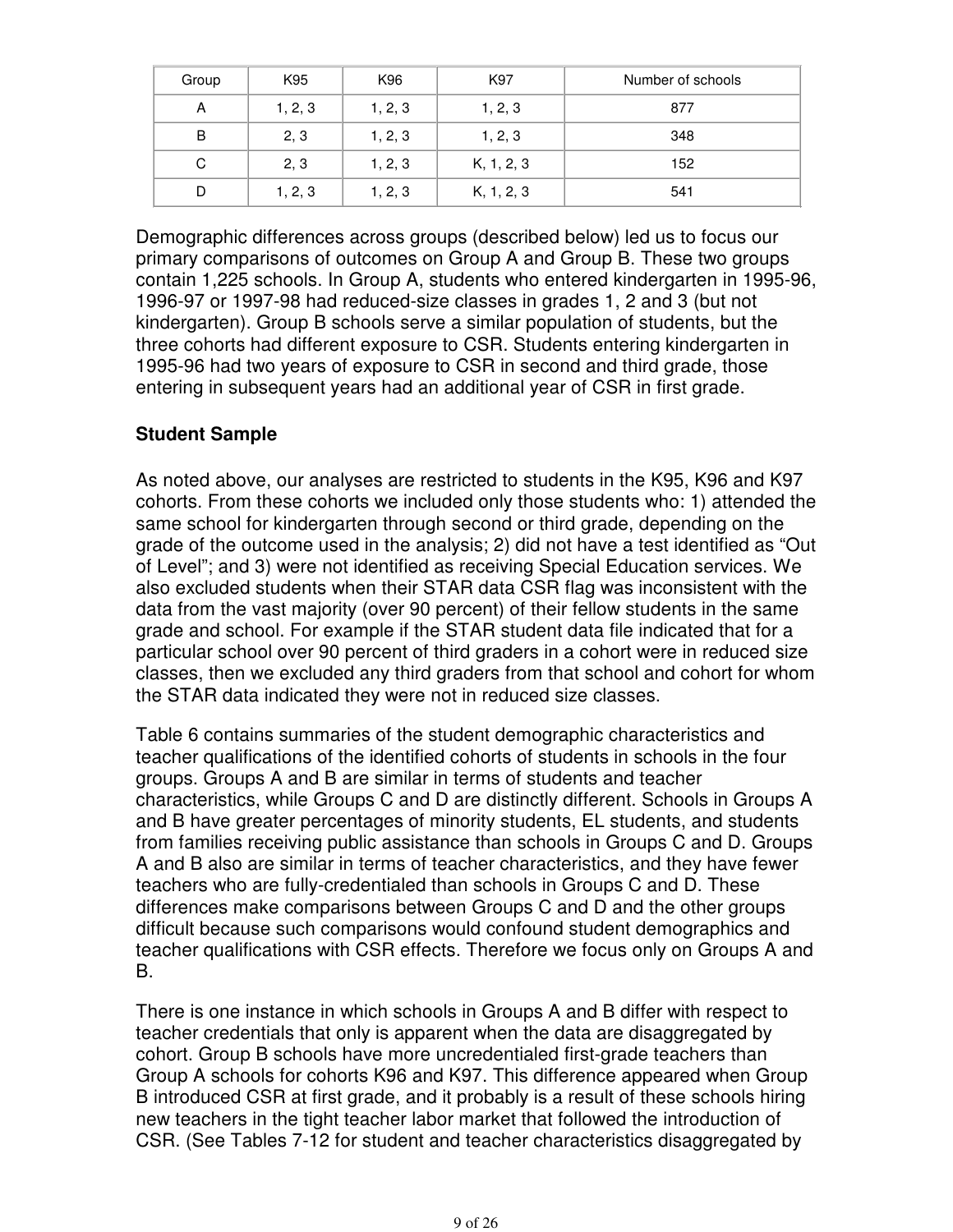| Group | K95 | K96 | K97 | Number of schools |
|---|---|---|---|---|
| A | 1, 2, 3 | 1, 2, 3 | 1, 2, 3 | 877 |
| B | 2, 3 | 1, 2, 3 | 1, 2, 3 | 348 |
| C | 2, 3 | 1, 2, 3 | K, 1, 2, 3 | 152 |
| D | 1, 2, 3 | 1, 2, 3 | K, 1, 2, 3 | 541 |

Demographic differences across groups (described below) led us to focus our primary comparisons of outcomes on Group A and Group B. These two groups contain 1,225 schools. In Group A, students who entered kindergarten in 1995-96, 1996-97 or 1997-98 had reduced-size classes in grades 1, 2 and 3 (but not kindergarten). Group B schools serve a similar population of students, but the three cohorts had different exposure to CSR. Students entering kindergarten in 1995-96 had two years of exposure to CSR in second and third grade, those entering in subsequent years had an additional year of CSR in first grade.

**Student Sample**

As noted above, our analyses are restricted to students in the K95, K96 and K97 cohorts. From these cohorts we included only those students who: 1) attended the same school for kindergarten through second or third grade, depending on the grade of the outcome used in the analysis; 2) did not have a test identified as "Out of Level"; and 3) were not identified as receiving Special Education services. We also excluded students when their STAR data CSR flag was inconsistent with the data from the vast majority (over 90 percent) of their fellow students in the same grade and school. For example if the STAR student data file indicated that for a particular school over 90 percent of third graders in a cohort were in reduced size classes, then we excluded any third graders from that school and cohort for whom the STAR data indicated they were not in reduced size classes.

Table 6 contains summaries of the student demographic characteristics and teacher qualifications of the identified cohorts of students in schools in the four groups. Groups A and B are similar in terms of students and teacher characteristics, while Groups C and D are distinctly different. Schools in Groups A and B have greater percentages of minority students, EL students, and students from families receiving public assistance than schools in Groups C and D. Groups A and B also are similar in terms of teacher characteristics, and they have fewer teachers who are fully-credentialed than schools in Groups C and D. These differences make comparisons between Groups C and D and the other groups difficult because such comparisons would confound student demographics and teacher qualifications with CSR effects. Therefore we focus only on Groups A and B.

There is one instance in which schools in Groups A and B differ with respect to teacher credentials that only is apparent when the data are disaggregated by cohort. Group B schools have more uncredentialed first-grade teachers than Group A schools for cohorts K96 and K97. This difference appeared when Group B introduced CSR at first grade, and it probably is a result of these schools hiring new teachers in the tight teacher labor market that followed the introduction of CSR. (See Tables 7-12 for student and teacher characteristics disaggregated by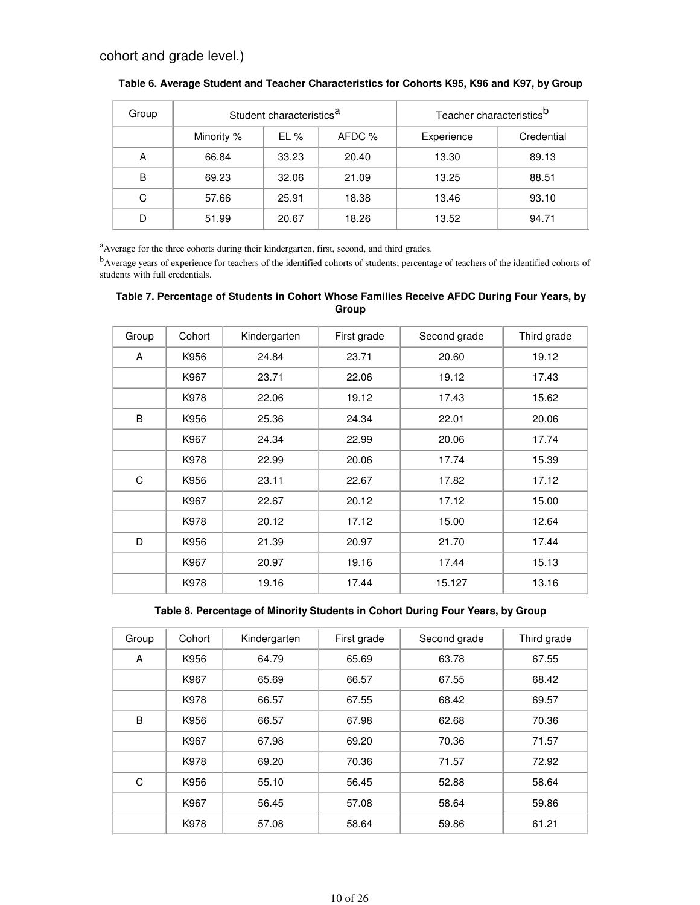cohort and grade level.)

**Table 6. Average Student and Teacher Characteristics for Cohorts K95, K96 and K97, by Group**

| Group | Student characteristics[a] | | | Teacher characteristics[b] | |
|---|---|---|---|---|---|
| | Minority % | EL % | AFDC % | Experience | Credential |
| A | 66.84 | 33.23 | 20.40 | 13.30 | 89.13 |
| B | 69.23 | 32.06 | 21.09 | 13.25 | 88.51 |
| C | 57.66 | 25.91 | 18.38 | 13.46 | 93.10 |
| D | 51.99 | 20.67 | 18.26 | 13.52 | 94.71 |

[a]Average for the three cohorts during their kindergarten, first, second, and third grades.

[b]Average years of experience for teachers of the identified cohorts of students; percentage of teachers of the identified cohorts of students with full credentials.

**Table 7. Percentage of Students in Cohort Whose Families Receive AFDC During Four Years, by Group**

| Group | Cohort | Kindergarten | First grade | Second grade | Third grade |
|---|---|---|---|---|---|
| A | K956 | 24.84 | 23.71 | 20.60 | 19.12 |
| | K967 | 23.71 | 22.06 | 19.12 | 17.43 |
| | K978 | 22.06 | 19.12 | 17.43 | 15.62 |
| B | K956 | 25.36 | 24.34 | 22.01 | 20.06 |
| | K967 | 24.34 | 22.99 | 20.06 | 17.74 |
| | K978 | 22.99 | 20.06 | 17.74 | 15.39 |
| C | K956 | 23.11 | 22.67 | 17.82 | 17.12 |
| | K967 | 22.67 | 20.12 | 17.12 | 15.00 |
| | K978 | 20.12 | 17.12 | 15.00 | 12.64 |
| D | K956 | 21.39 | 20.97 | 21.70 | 17.44 |
| | K967 | 20.97 | 19.16 | 17.44 | 15.13 |
| | K978 | 19.16 | 17.44 | 15.127 | 13.16 |

**Table 8. Percentage of Minority Students in Cohort During Four Years, by Group**

| Group | Cohort | Kindergarten | First grade | Second grade | Third grade |
|---|---|---|---|---|---|
| A | K956 | 64.79 | 65.69 | 63.78 | 67.55 |
| | K967 | 65.69 | 66.57 | 67.55 | 68.42 |
| | K978 | 66.57 | 67.55 | 68.42 | 69.57 |
| B | K956 | 66.57 | 67.98 | 62.68 | 70.36 |
| | K967 | 67.98 | 69.20 | 70.36 | 71.57 |
| | K978 | 69.20 | 70.36 | 71.57 | 72.92 |
| C | K956 | 55.10 | 56.45 | 52.88 | 58.64 |
| | K967 | 56.45 | 57.08 | 58.64 | 59.86 |
| | K978 | 57.08 | 58.64 | 59.86 | 61.21 |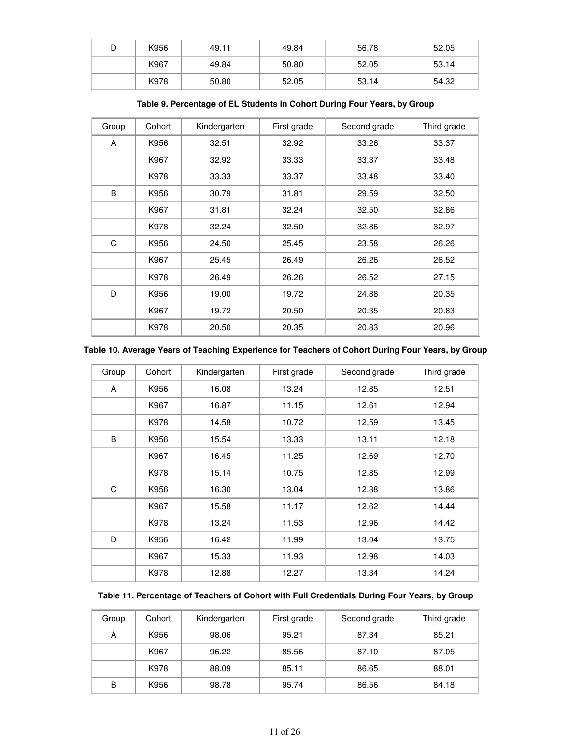| D | K956 | 49.11 | 49.84 | 56.78 | 52.05 |
|---|---|---|---|---|---|
| | K967 | 49.84 | 50.80 | 52.05 | 53.14 |
| | K978 | 50.80 | 52.05 | 53.14 | 54.32 |

**Table 9. Percentage of EL Students in Cohort During Four Years, by Group**

| Group | Cohort | Kindergarten | First grade | Second grade | Third grade |
|---|---|---|---|---|---|
| A | K956 | 32.51 | 32.92 | 33.26 | 33.37 |
| | K967 | 32.92 | 33.33 | 33.37 | 33.48 |
| | K978 | 33.33 | 33.37 | 33.48 | 33.40 |
| B | K956 | 30.79 | 31.81 | 29.59 | 32.50 |
| | K967 | 31.81 | 32.24 | 32.50 | 32.86 |
| | K978 | 32.24 | 32.50 | 32.86 | 32.97 |
| C | K956 | 24.50 | 25.45 | 23.58 | 26.26 |
| | K967 | 25.45 | 26.49 | 26.26 | 26.52 |
| | K978 | 26.49 | 26.26 | 26.52 | 27.15 |
| D | K956 | 19.00 | 19.72 | 24.88 | 20.35 |
| | K967 | 19.72 | 20.50 | 20.35 | 20.83 |
| | K978 | 20.50 | 20.35 | 20.83 | 20.96 |

**Table 10. Average Years of Teaching Experience for Teachers of Cohort During Four Years, by Group**

| Group | Cohort | Kindergarten | First grade | Second grade | Third grade |
|---|---|---|---|---|---|
| A | K956 | 16.08 | 13.24 | 12.85 | 12.51 |
| | K967 | 16.87 | 11.15 | 12.61 | 12.94 |
| | K978 | 14.58 | 10.72 | 12.59 | 13.45 |
| B | K956 | 15.54 | 13.33 | 13.11 | 12.18 |
| | K967 | 16.45 | 11.25 | 12.69 | 12.70 |
| | K978 | 15.14 | 10.75 | 12.85 | 12.99 |
| C | K956 | 16.30 | 13.04 | 12.38 | 13.86 |
| | K967 | 15.58 | 11.17 | 12.62 | 14.44 |
| | K978 | 13.24 | 11.53 | 12.96 | 14.42 |
| D | K956 | 16.42 | 11.99 | 13.04 | 13.75 |
| | K967 | 15.33 | 11.93 | 12.98 | 14.03 |
| | K978 | 12.88 | 12.27 | 13.34 | 14.24 |

**Table 11. Percentage of Teachers of Cohort with Full Credentials During Four Years, by Group**

| Group | Cohort | Kindergarten | First grade | Second grade | Third grade |
|---|---|---|---|---|---|
| A | K956 | 98.06 | 95.21 | 87.34 | 85.21 |
| | K967 | 96.22 | 85.56 | 87.10 | 87.05 |
| | K978 | 88.09 | 85.11 | 86.65 | 88.01 |
| B | K956 | 98.78 | 95.74 | 86.56 | 84.18 |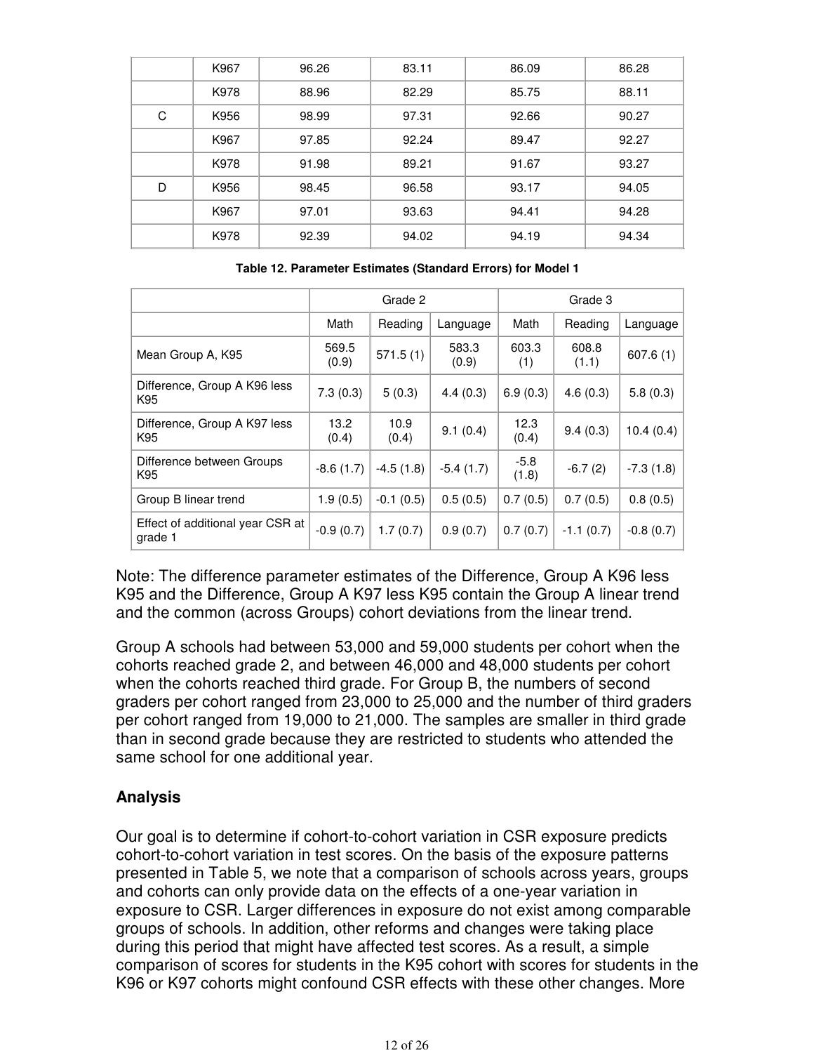|  | K967 | 96.26 | 83.11 | 86.09 | 86.28 |
|---|---|---|---|---|---|
|  | K978 | 88.96 | 82.29 | 85.75 | 88.11 |
| C | K956 | 98.99 | 97.31 | 92.66 | 90.27 |
|  | K967 | 97.85 | 92.24 | 89.47 | 92.27 |
|  | K978 | 91.98 | 89.21 | 91.67 | 93.27 |
| D | K956 | 98.45 | 96.58 | 93.17 | 94.05 |
|  | K967 | 97.01 | 93.63 | 94.41 | 94.28 |
|  | K978 | 92.39 | 94.02 | 94.19 | 94.34 |

**Table 12. Parameter Estimates (Standard Errors) for Model 1**

|  | Grade 2 | | | Grade 3 | | |
|---|---|---|---|---|---|---|
|  | Math | Reading | Language | Math | Reading | Language |
| Mean Group A, K95 | 569.5 (0.9) | 571.5 (1) | 583.3 (0.9) | 603.3 (1) | 608.8 (1.1) | 607.6 (1) |
| Difference, Group A K96 less K95 | 7.3 (0.3) | 5 (0.3) | 4.4 (0.3) | 6.9 (0.3) | 4.6 (0.3) | 5.8 (0.3) |
| Difference, Group A K97 less K95 | 13.2 (0.4) | 10.9 (0.4) | 9.1 (0.4) | 12.3 (0.4) | 9.4 (0.3) | 10.4 (0.4) |
| Difference between Groups K95 | -8.6 (1.7) | -4.5 (1.8) | -5.4 (1.7) | -5.8 (1.8) | -6.7 (2) | -7.3 (1.8) |
| Group B linear trend | 1.9 (0.5) | -0.1 (0.5) | 0.5 (0.5) | 0.7 (0.5) | 0.7 (0.5) | 0.8 (0.5) |
| Effect of additional year CSR at grade 1 | -0.9 (0.7) | 1.7 (0.7) | 0.9 (0.7) | 0.7 (0.7) | -1.1 (0.7) | -0.8 (0.7) |

Note: The difference parameter estimates of the Difference, Group A K96 less K95 and the Difference, Group A K97 less K95 contain the Group A linear trend and the common (across Groups) cohort deviations from the linear trend.

Group A schools had between 53,000 and 59,000 students per cohort when the cohorts reached grade 2, and between 46,000 and 48,000 students per cohort when the cohorts reached third grade. For Group B, the numbers of second graders per cohort ranged from 23,000 to 25,000 and the number of third graders per cohort ranged from 19,000 to 21,000. The samples are smaller in third grade than in second grade because they are restricted to students who attended the same school for one additional year.

### Analysis

Our goal is to determine if cohort-to-cohort variation in CSR exposure predicts cohort-to-cohort variation in test scores. On the basis of the exposure patterns presented in Table 5, we note that a comparison of schools across years, groups and cohorts can only provide data on the effects of a one-year variation in exposure to CSR. Larger differences in exposure do not exist among comparable groups of schools. In addition, other reforms and changes were taking place during this period that might have affected test scores. As a result, a simple comparison of scores for students in the K95 cohort with scores for students in the K96 or K97 cohorts might confound CSR effects with these other changes. More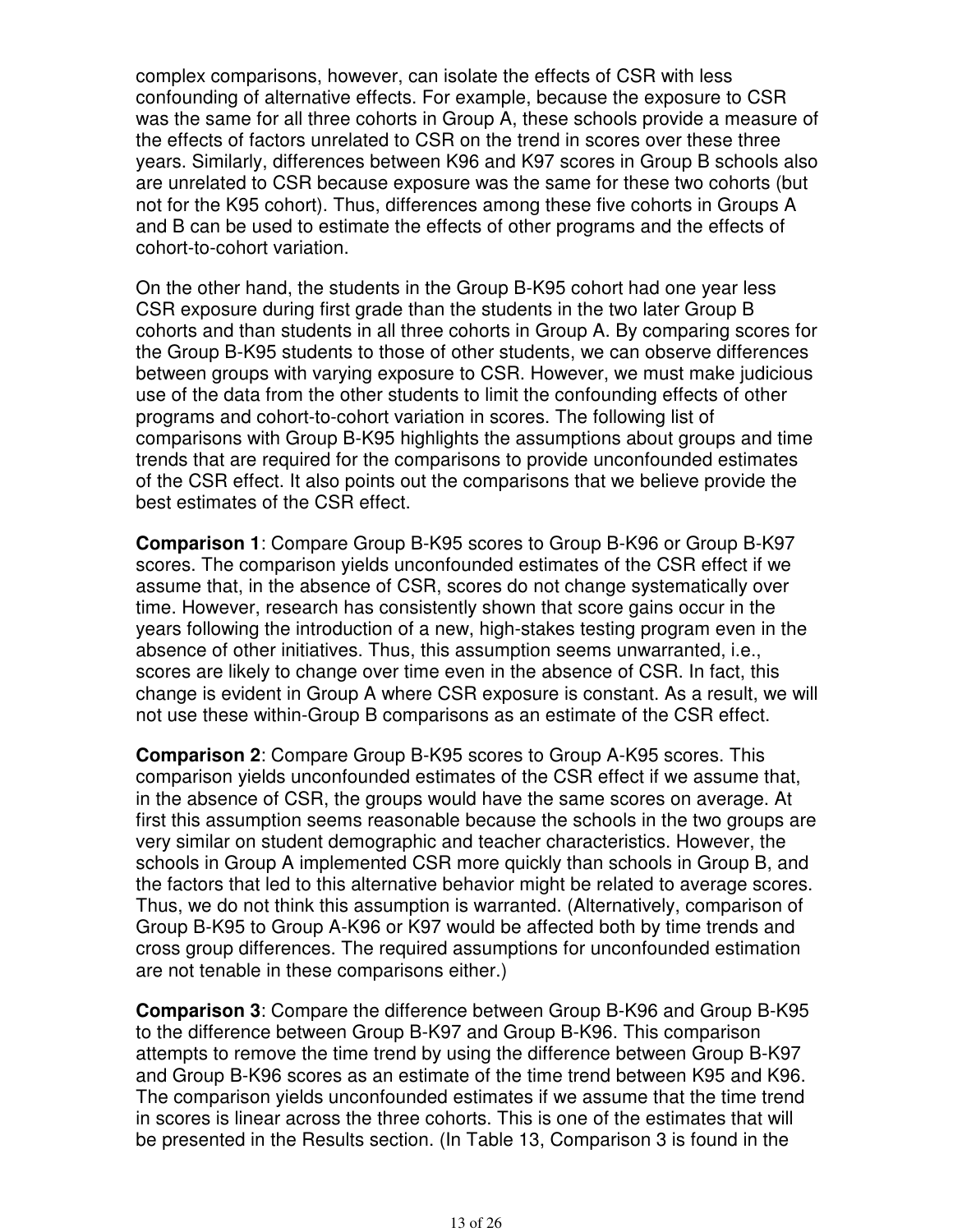complex comparisons, however, can isolate the effects of CSR with less confounding of alternative effects. For example, because the exposure to CSR was the same for all three cohorts in Group A, these schools provide a measure of the effects of factors unrelated to CSR on the trend in scores over these three years. Similarly, differences between K96 and K97 scores in Group B schools also are unrelated to CSR because exposure was the same for these two cohorts (but not for the K95 cohort). Thus, differences among these five cohorts in Groups A and B can be used to estimate the effects of other programs and the effects of cohort-to-cohort variation.

On the other hand, the students in the Group B-K95 cohort had one year less CSR exposure during first grade than the students in the two later Group B cohorts and than students in all three cohorts in Group A. By comparing scores for the Group B-K95 students to those of other students, we can observe differences between groups with varying exposure to CSR. However, we must make judicious use of the data from the other students to limit the confounding effects of other programs and cohort-to-cohort variation in scores. The following list of comparisons with Group B-K95 highlights the assumptions about groups and time trends that are required for the comparisons to provide unconfounded estimates of the CSR effect. It also points out the comparisons that we believe provide the best estimates of the CSR effect.

**Comparison 1**: Compare Group B-K95 scores to Group B-K96 or Group B-K97 scores. The comparison yields unconfounded estimates of the CSR effect if we assume that, in the absence of CSR, scores do not change systematically over time. However, research has consistently shown that score gains occur in the years following the introduction of a new, high-stakes testing program even in the absence of other initiatives. Thus, this assumption seems unwarranted, i.e., scores are likely to change over time even in the absence of CSR. In fact, this change is evident in Group A where CSR exposure is constant. As a result, we will not use these within-Group B comparisons as an estimate of the CSR effect.

**Comparison 2**: Compare Group B-K95 scores to Group A-K95 scores. This comparison yields unconfounded estimates of the CSR effect if we assume that, in the absence of CSR, the groups would have the same scores on average. At first this assumption seems reasonable because the schools in the two groups are very similar on student demographic and teacher characteristics. However, the schools in Group A implemented CSR more quickly than schools in Group B, and the factors that led to this alternative behavior might be related to average scores. Thus, we do not think this assumption is warranted. (Alternatively, comparison of Group B-K95 to Group A-K96 or K97 would be affected both by time trends and cross group differences. The required assumptions for unconfounded estimation are not tenable in these comparisons either.)

**Comparison 3**: Compare the difference between Group B-K96 and Group B-K95 to the difference between Group B-K97 and Group B-K96. This comparison attempts to remove the time trend by using the difference between Group B-K97 and Group B-K96 scores as an estimate of the time trend between K95 and K96. The comparison yields unconfounded estimates if we assume that the time trend in scores is linear across the three cohorts. This is one of the estimates that will be presented in the Results section. (In Table 13, Comparison 3 is found in the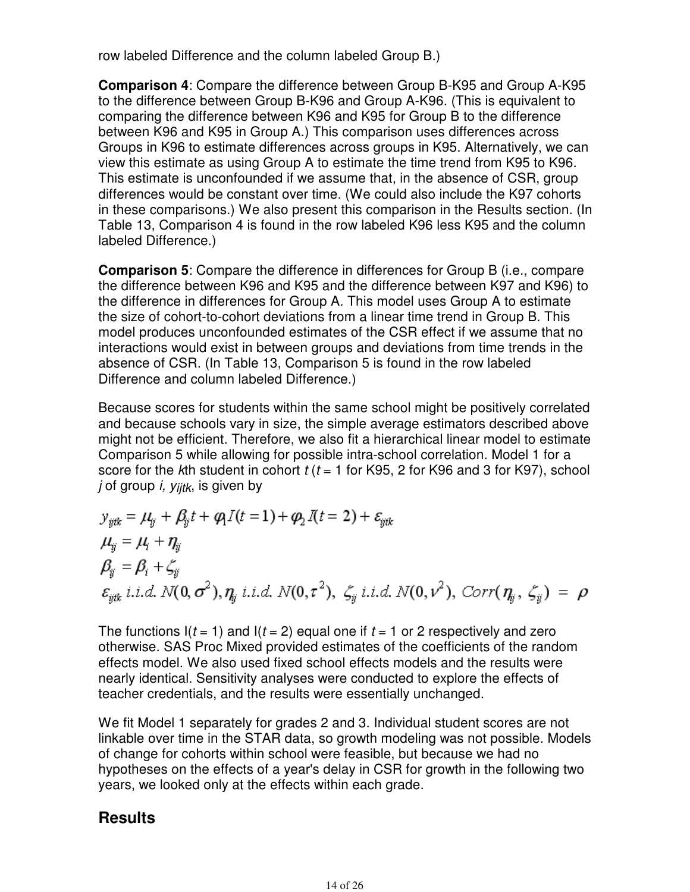row labeled Difference and the column labeled Group B.)

**Comparison 4**: Compare the difference between Group B-K95 and Group A-K95 to the difference between Group B-K96 and Group A-K96. (This is equivalent to comparing the difference between K96 and K95 for Group B to the difference between K96 and K95 in Group A.) This comparison uses differences across Groups in K96 to estimate differences across groups in K95. Alternatively, we can view this estimate as using Group A to estimate the time trend from K95 to K96. This estimate is unconfounded if we assume that, in the absence of CSR, group differences would be constant over time. (We could also include the K97 cohorts in these comparisons.) We also present this comparison in the Results section. (In Table 13, Comparison 4 is found in the row labeled K96 less K95 and the column labeled Difference.)

**Comparison 5**: Compare the difference in differences for Group B (i.e., compare the difference between K96 and K95 and the difference between K97 and K96) to the difference in differences for Group A. This model uses Group A to estimate the size of cohort-to-cohort deviations from a linear time trend in Group B. This model produces unconfounded estimates of the CSR effect if we assume that no interactions would exist in between groups and deviations from time trends in the absence of CSR. (In Table 13, Comparison 5 is found in the row labeled Difference and column labeled Difference.)

Because scores for students within the same school might be positively correlated and because schools vary in size, the simple average estimators described above might not be efficient. Therefore, we also fit a hierarchical linear model to estimate Comparison 5 while allowing for possible intra-school correlation. Model 1 for a score for the *k*th student in cohort $t$ ($t$ = 1 for K95, 2 for K96 and 3 for K97), school $j$ of group $i$, $y_{ijtk}$, is given by

$$y_{ijtk} = \mu_{ij} + \beta_{ij} t + \varphi_1 I(t=1) + \varphi_2 I(t=2) + \varepsilon_{ijtk}$$

$$\mu_{ij} = \mu_i + \eta_{ij}$$

$$\beta_{ij} = \beta_i + \zeta_{ij}$$

$$\varepsilon_{ijtk}\ i.i.d.\ N(0,\sigma^2),\ \eta_{ij}\ i.i.d.\ N(0,\tau^2),\ \zeta_{ij}\ i.i.d.\ N(0,\nu^2),\ Corr(\eta_{ij},\zeta_{ij}) = \rho$$

The functions I($t$ = 1) and I($t$ = 2) equal one if $t$ = 1 or 2 respectively and zero otherwise. SAS Proc Mixed provided estimates of the coefficients of the random effects model. We also used fixed school effects models and the results were nearly identical. Sensitivity analyses were conducted to explore the effects of teacher credentials, and the results were essentially unchanged.

We fit Model 1 separately for grades 2 and 3. Individual student scores are not linkable over time in the STAR data, so growth modeling was not possible. Models of change for cohorts within school were feasible, but because we had no hypotheses on the effects of a year's delay in CSR for growth in the following two years, we looked only at the effects within each grade.

## Results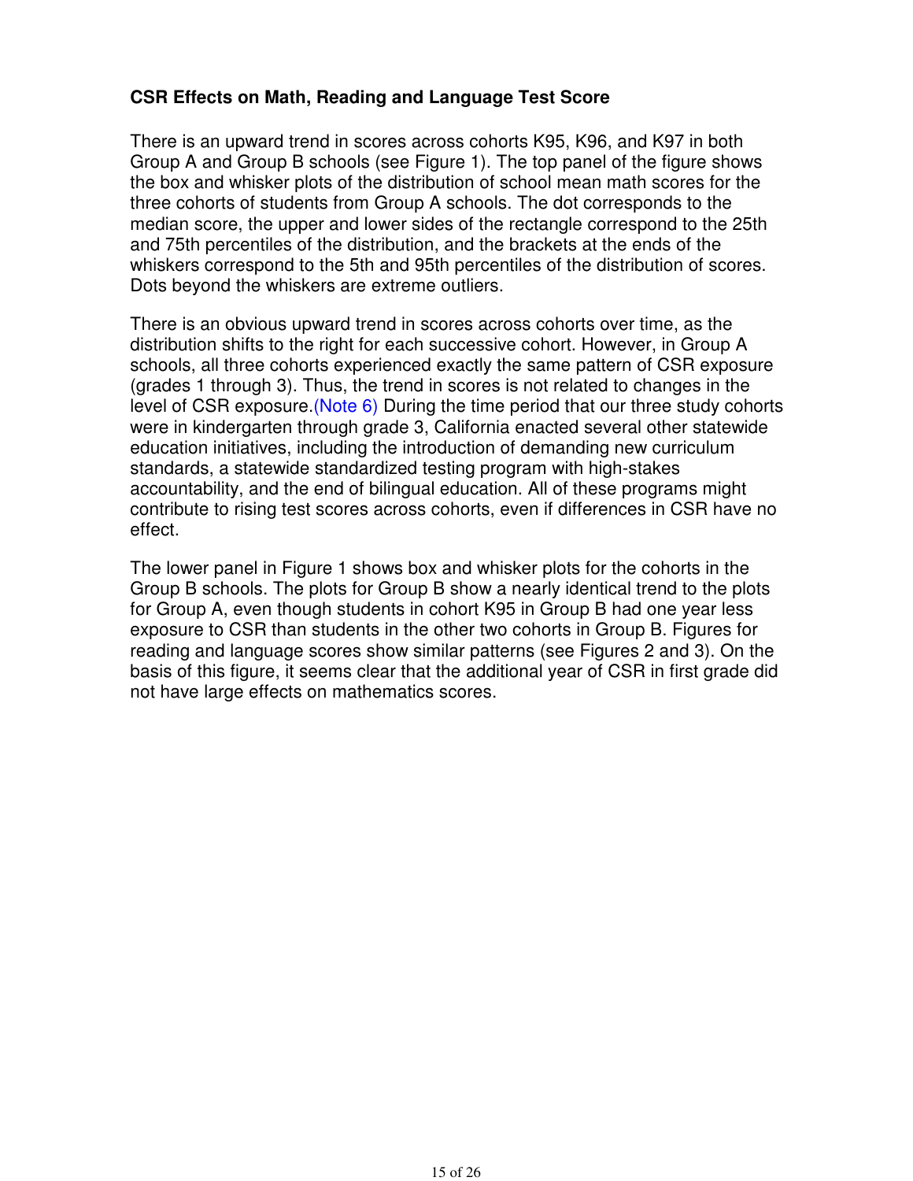**CSR Effects on Math, Reading and Language Test Score**

There is an upward trend in scores across cohorts K95, K96, and K97 in both Group A and Group B schools (see Figure 1). The top panel of the figure shows the box and whisker plots of the distribution of school mean math scores for the three cohorts of students from Group A schools. The dot corresponds to the median score, the upper and lower sides of the rectangle correspond to the 25th and 75th percentiles of the distribution, and the brackets at the ends of the whiskers correspond to the 5th and 95th percentiles of the distribution of scores. Dots beyond the whiskers are extreme outliers.

There is an obvious upward trend in scores across cohorts over time, as the distribution shifts to the right for each successive cohort. However, in Group A schools, all three cohorts experienced exactly the same pattern of CSR exposure (grades 1 through 3). Thus, the trend in scores is not related to changes in the level of CSR exposure.(Note 6) During the time period that our three study cohorts were in kindergarten through grade 3, California enacted several other statewide education initiatives, including the introduction of demanding new curriculum standards, a statewide standardized testing program with high-stakes accountability, and the end of bilingual education. All of these programs might contribute to rising test scores across cohorts, even if differences in CSR have no effect.

The lower panel in Figure 1 shows box and whisker plots for the cohorts in the Group B schools. The plots for Group B show a nearly identical trend to the plots for Group A, even though students in cohort K95 in Group B had one year less exposure to CSR than students in the other two cohorts in Group B. Figures for reading and language scores show similar patterns (see Figures 2 and 3). On the basis of this figure, it seems clear that the additional year of CSR in first grade did not have large effects on mathematics scores.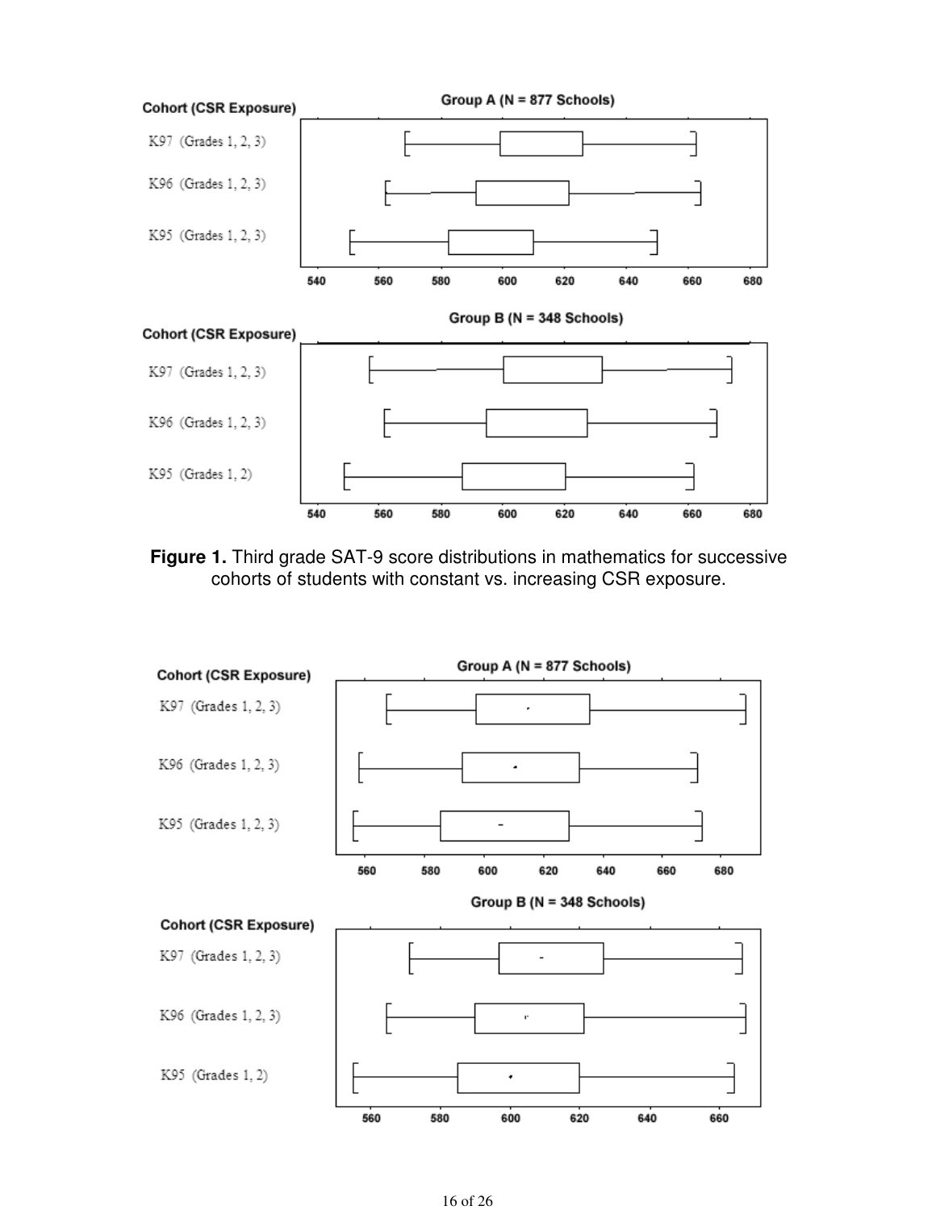**Figure 1.** Third grade SAT-9 score distributions in mathematics for successive cohorts of students with constant vs. increasing CSR exposure.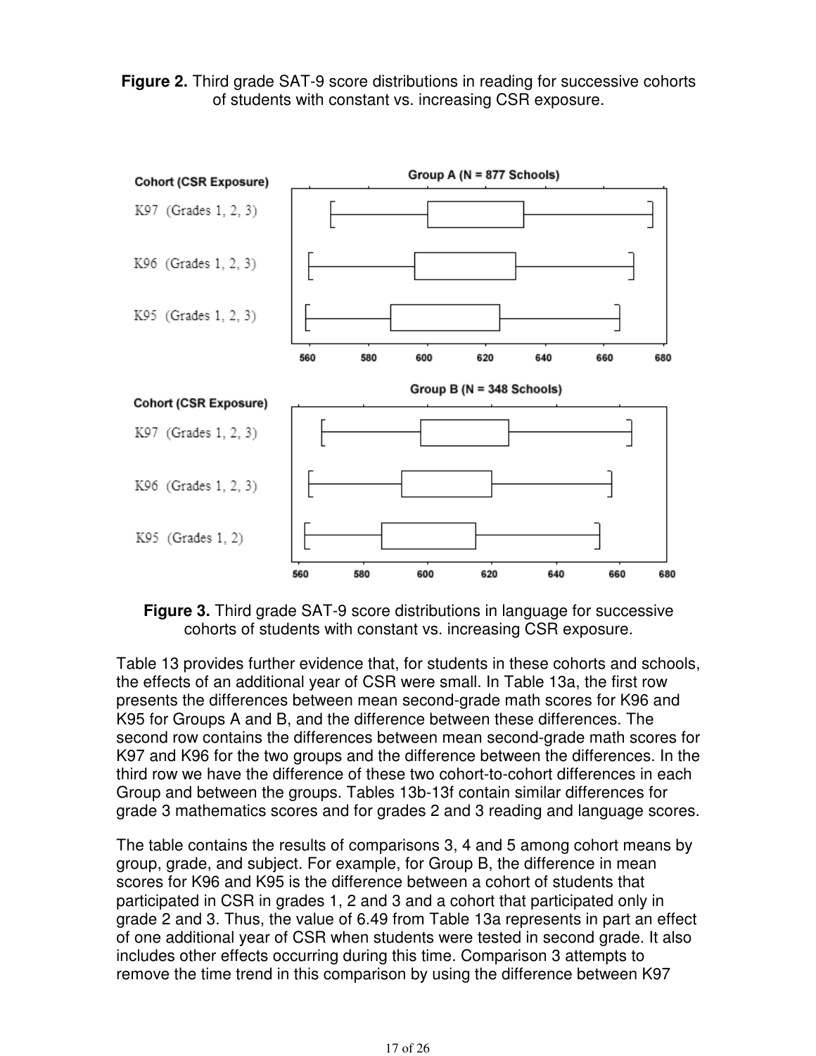**Figure 2.** Third grade SAT-9 score distributions in reading for successive cohorts of students with constant vs. increasing CSR exposure.

**Figure 3.** Third grade SAT-9 score distributions in language for successive cohorts of students with constant vs. increasing CSR exposure.

Table 13 provides further evidence that, for students in these cohorts and schools, the effects of an additional year of CSR were small. In Table 13a, the first row presents the differences between mean second-grade math scores for K96 and K95 for Groups A and B, and the difference between these differences. The second row contains the differences between mean second-grade math scores for K97 and K96 for the two groups and the difference cohort between the differences. In the third row we have the difference of these two cohort-to-cohort differences in each Group and between the groups. Tables 13b-13f contain similar differences for grade 3 mathematics scores and for grades 2 and 3 reading and language scores.

The table contains the results of comparisons 3, 4 and 5 among cohort means by group, grade, and subject. For example, for Group B, the difference in mean scores for K96 and K95 is the difference between a cohort of students that participated in CSR in grades 1, 2 and 3 and a cohort that participated only in grade 2 and 3. Thus, the value of 6.49 from Table 13a represents in part an effect of one additional year of CSR when students were tested in second grade. It also includes other effects occurring during this time. Comparison 3 attempts to remove the time trend in this comparison by using the difference between K97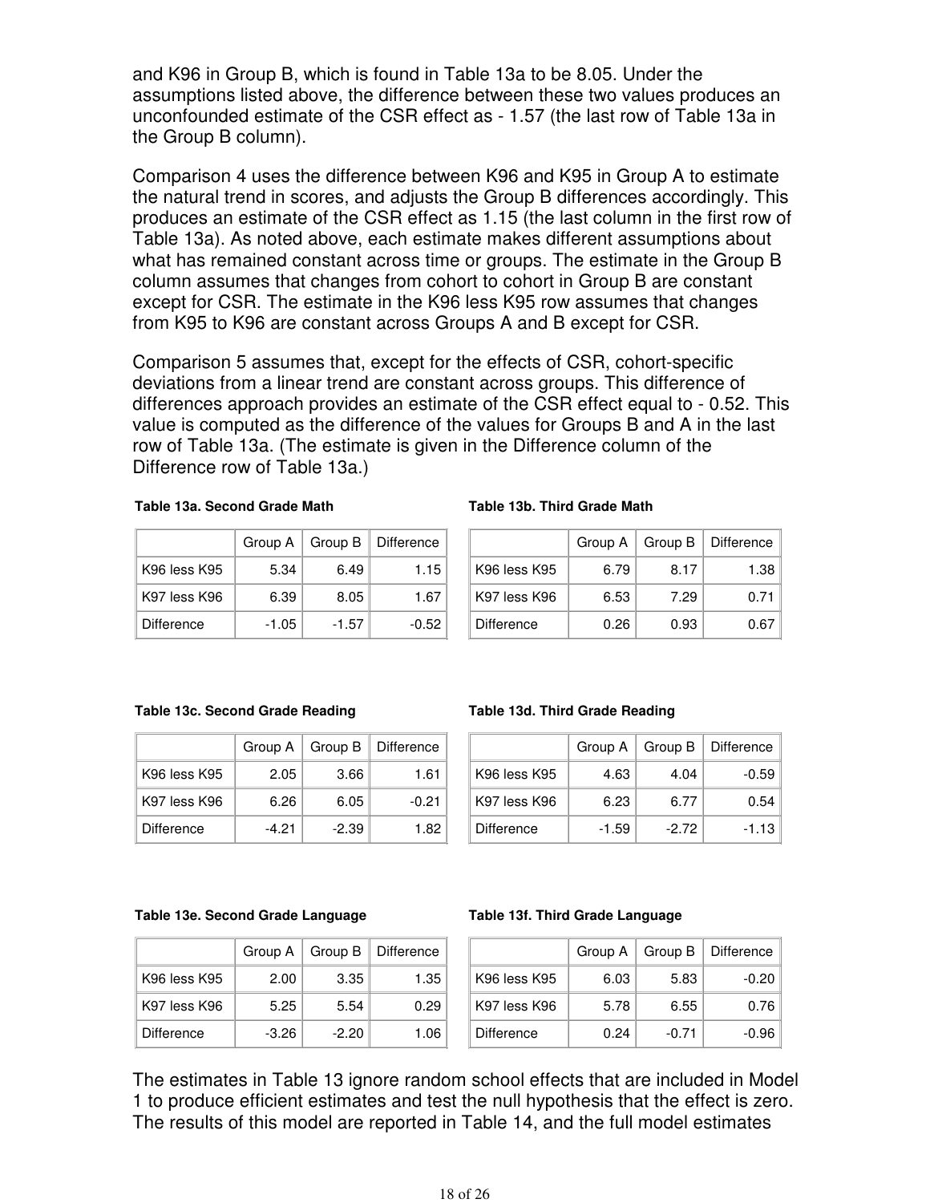and K96 in Group B, which is found in Table 13a to be 8.05. Under the assumptions listed above, the difference between these two values produces an unconfounded estimate of the CSR effect as - 1.57 (the last row of Table 13a in the Group B column).

Comparison 4 uses the difference between K96 and K95 in Group A to estimate the natural trend in scores, and adjusts the Group B differences accordingly. This produces an estimate of the CSR effect as 1.15 (the last column in the first row of Table 13a). As noted above, each estimate makes different assumptions about what has remained constant across time or groups. The estimate in the Group B column assumes that changes from cohort to cohort in Group B are constant except for CSR. The estimate in the K96 less K95 row assumes that changes from K95 to K96 are constant across Groups A and B except for CSR.

Comparison 5 assumes that, except for the effects of CSR, cohort-specific deviations from a linear trend are constant across groups. This difference of differences approach provides an estimate of the CSR effect equal to - 0.52. This value is computed as the difference of the values for Groups B and A in the last row of Table 13a. (The estimate is given in the Difference column of the Difference row of Table 13a.)

**Table 13a. Second Grade Math**

| | Group A | Group B | Difference |
|---|---|---|---|
| K96 less K95 | 5.34 | 6.49 | 1.15 |
| K97 less K96 | 6.39 | 8.05 | 1.67 |
| Difference | -1.05 | -1.57 | -0.52 |

**Table 13b. Third Grade Math**

| | Group A | Group B | Difference |
|---|---|---|---|
| K96 less K95 | 6.79 | 8.17 | 1.38 |
| K97 less K96 | 6.53 | 7.29 | 0.71 |
| Difference | 0.26 | 0.93 | 0.67 |

**Table 13c. Second Grade Reading**

| | Group A | Group B | Difference |
|---|---|---|---|
| K96 less K95 | 2.05 | 3.66 | 1.61 |
| K97 less K96 | 6.26 | 6.05 | -0.21 |
| Difference | -4.21 | -2.39 | 1.82 |

**Table 13d. Third Grade Reading**

| | Group A | Group B | Difference |
|---|---|---|---|
| K96 less K95 | 4.63 | 4.04 | -0.59 |
| K97 less K96 | 6.23 | 6.77 | 0.54 |
| Difference | -1.59 | -2.72 | -1.13 |

**Table 13e. Second Grade Language**

| | Group A | Group B | Difference |
|---|---|---|---|
| K96 less K95 | 2.00 | 3.35 | 1.35 |
| K97 less K96 | 5.25 | 5.54 | 0.29 |
| Difference | -3.26 | -2.20 | 1.06 |

**Table 13f. Third Grade Language**

| | Group A | Group B | Difference |
|---|---|---|---|
| K96 less K95 | 6.03 | 5.83 | -0.20 |
| K97 less K96 | 5.78 | 6.55 | 0.76 |
| Difference | 0.24 | -0.71 | -0.96 |

The estimates in Table 13 ignore random school effects that are included in Model 1 to produce efficient estimates and test the null hypothesis that the effect is zero. The results of this model are reported in Table 14, and the full model estimates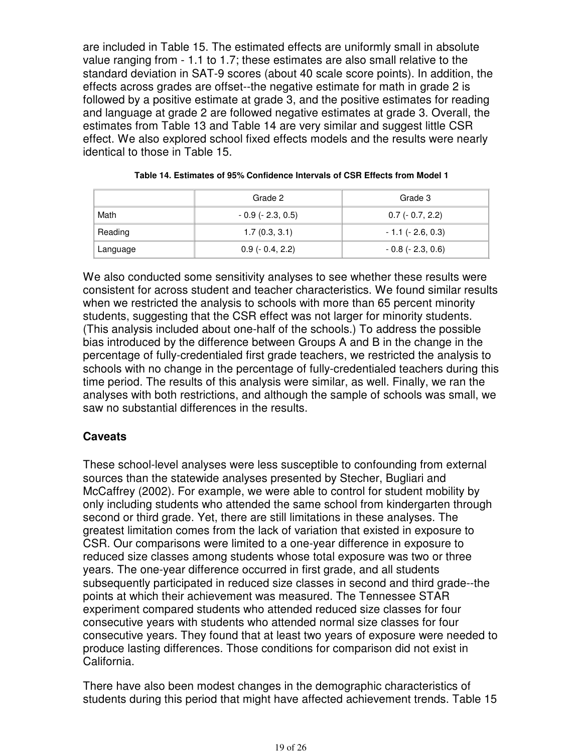are included in Table 15. The estimated effects are uniformly small in absolute value ranging from - 1.1 to 1.7; these estimates are also small relative to the standard deviation in SAT-9 scores (about 40 scale score points). In addition, the effects across grades are offset--the negative estimate for math in grade 2 is followed by a positive estimate at grade 3, and the positive estimates for reading and language at grade 2 are followed negative estimates at grade 3. Overall, the estimates from Table 13 and Table 14 are very similar and suggest little CSR effect. We also explored school fixed effects models and the results were nearly identical to those in Table 15.

**Table 14. Estimates of 95% Confidence Intervals of CSR Effects from Model 1**

| | Grade 2 | Grade 3 |
|---|---|---|
| Math | - 0.9 (- 2.3, 0.5) | 0.7 (- 0.7, 2.2) |
| Reading | 1.7 (0.3, 3.1) | - 1.1 (- 2.6, 0.3) |
| Language | 0.9 (- 0.4, 2.2) | - 0.8 (- 2.3, 0.6) |

We also conducted some sensitivity analyses to see whether these results were consistent for across student and teacher characteristics. We found similar results when we restricted the analysis to schools with more than 65 percent minority students, suggesting that the CSR effect was not larger for minority students. (This analysis included about one-half of the schools.) To address the possible bias introduced by the difference between Groups A and B in the change in the percentage of fully-credentialed first grade teachers, we restricted the analysis to schools with no change in the percentage of fully-credentialed teachers during this time period. The results of this analysis were similar, as well. Finally, we ran the analyses with both restrictions, and although the sample of schools was small, we saw no substantial differences in the results.

### Caveats

These school-level analyses were less susceptible to confounding from external sources than the statewide analyses presented by Stecher, Bugliari and McCaffrey (2002). For example, we were able to control for student mobility by only including students who attended the same school from kindergarten through second or third grade. Yet, there are still limitations in these analyses. The greatest limitation comes from the lack of variation that existed in exposure to CSR. Our comparisons were limited to a one-year difference in exposure to reduced size classes among students whose total exposure was two or three years. The one-year difference occurred in first grade, and all students subsequently participated in reduced size classes in second and third grade--the points at which their achievement was measured. The Tennessee STAR experiment compared students who attended reduced size classes for four consecutive years with students who attended normal size classes for four consecutive years. They found that at least two years of exposure were needed to produce lasting differences. Those conditions for comparison did not exist in California.

There have also been modest changes in the demographic characteristics of students during this period that might have affected achievement trends. Table 15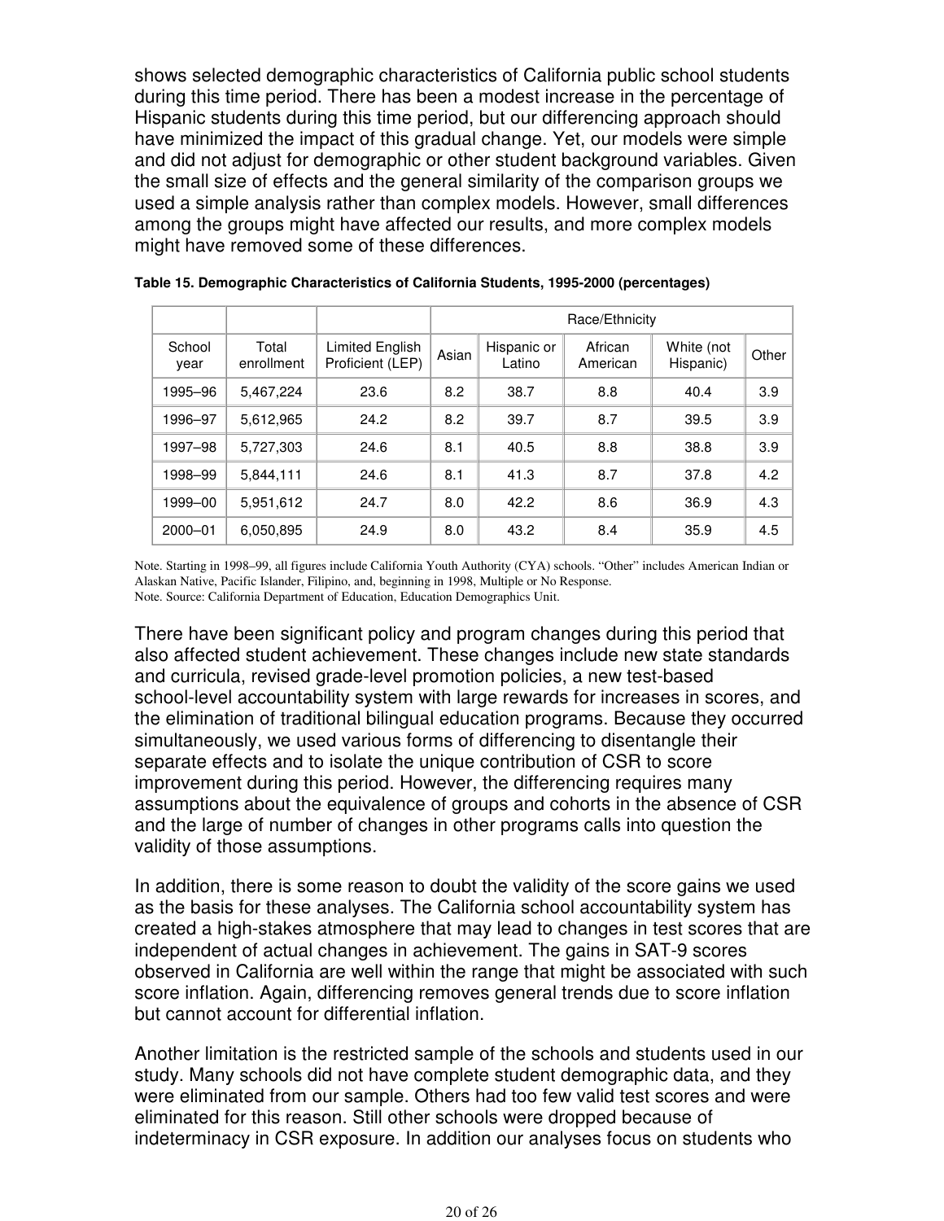shows selected demographic characteristics of California public school students during this time period. There has been a modest increase in the percentage of Hispanic students during this time period, but our differencing approach should have minimized the impact of this gradual change. Yet, our models were simple and did not adjust for demographic or other student background variables. Given the small size of effects and the general similarity of the comparison groups we used a simple analysis rather than complex models. However, small differences among the groups might have affected our results, and more complex models might have removed some of these differences.

**Table 15. Demographic Characteristics of California Students, 1995-2000 (percentages)**

| | | | Race/Ethnicity | | | | |
|---|---|---|---|---|---|---|---|
| School year | Total enrollment | Limited English Proficient (LEP) | Asian | Hispanic or Latino | African American | White (not Hispanic) | Other |
| 1995–96 | 5,467,224 | 23.6 | 8.2 | 38.7 | 8.8 | 40.4 | 3.9 |
| 1996–97 | 5,612,965 | 24.2 | 8.2 | 39.7 | 8.7 | 39.5 | 3.9 |
| 1997–98 | 5,727,303 | 24.6 | 8.1 | 40.5 | 8.8 | 38.8 | 3.9 |
| 1998–99 | 5,844,111 | 24.6 | 8.1 | 41.3 | 8.7 | 37.8 | 4.2 |
| 1999–00 | 5,951,612 | 24.7 | 8.0 | 42.2 | 8.6 | 36.9 | 4.3 |
| 2000–01 | 6,050,895 | 24.9 | 8.0 | 43.2 | 8.4 | 35.9 | 4.5 |

Note. Starting in 1998–99, all figures include California Youth Authority (CYA) schools. "Other" includes American Indian or Alaskan Native, Pacific Islander, Filipino, and, beginning in 1998, Multiple or No Response.
Note. Source: California Department of Education, Education Demographics Unit.

There have been significant policy and program changes during this period that also affected student achievement. These changes include new state standards and curricula, revised grade-level promotion policies, a new test-based school-level accountability system with large rewards for increases in scores, and the elimination of traditional bilingual education programs. Because they occurred simultaneously, we used various forms of differencing to disentangle their separate effects and to isolate the unique contribution of CSR to score improvement during this period. However, the differencing requires many assumptions about the equivalence of groups and cohorts in the absence of CSR and the large of number of changes in other programs calls into question the validity of those assumptions.

In addition, there is some reason to doubt the validity of the score gains we used as the basis for these analyses. The California school accountability system has created a high-stakes atmosphere that may lead to changes in test scores that are independent of actual changes in achievement. The gains in SAT-9 scores observed in California are well within the range that might be associated with such score inflation. Again, differencing removes general trends due to score inflation but cannot account for differential inflation.

Another limitation is the restricted sample of the schools and students used in our study. Many schools did not have complete student demographic data, and they were eliminated from our sample. Others had too few valid test scores and were eliminated for this reason. Still other schools were dropped because of indeterminacy in CSR exposure. In addition our analyses focus on students who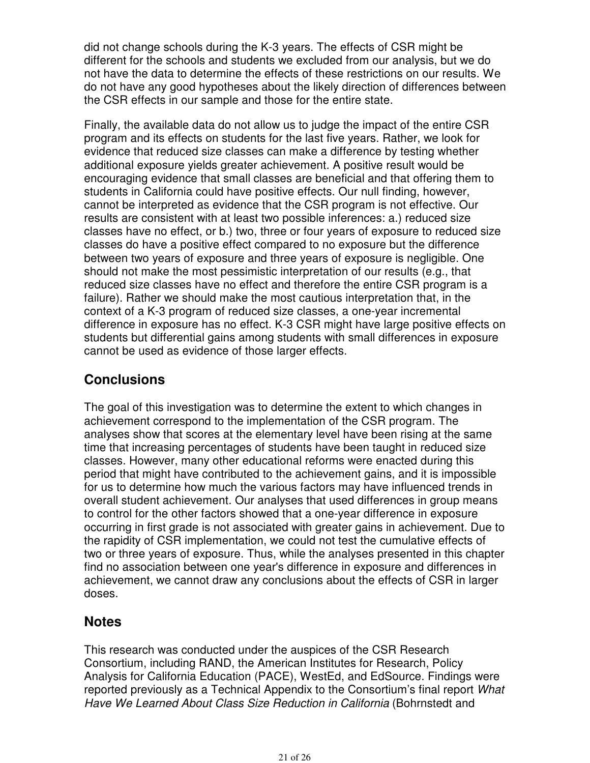did not change schools during the K-3 years. The effects of CSR might be different for the schools and students we excluded from our analysis, but we do not have the data to determine the effects of these restrictions on our results. We do not have any good hypotheses about the likely direction of differences between the CSR effects in our sample and those for the entire state.

Finally, the available data do not allow us to judge the impact of the entire CSR program and its effects on students for the last five years. Rather, we look for evidence that reduced size classes can make a difference by testing whether additional exposure yields greater achievement. A positive result would be encouraging evidence that small classes are beneficial and that offering them to students in California could have positive effects. Our null finding, however, cannot be interpreted as evidence that the CSR program is not effective. Our results are consistent with at least two possible inferences: a.) reduced size classes have no effect, or b.) two, three or four years of exposure to reduced size classes do have a positive effect compared to no exposure but the difference between two years of exposure and three years of exposure is negligible. One should not make the most pessimistic interpretation of our results (e.g., that reduced size classes have no effect and therefore the entire CSR program is a failure). Rather we should make the most cautious interpretation that, in the context of a K-3 program of reduced size classes, a one-year incremental difference in exposure has no effect. K-3 CSR might have large positive effects on students but differential gains among students with small differences in exposure cannot be used as evidence of those larger effects.

## Conclusions

The goal of this investigation was to determine the extent to which changes in achievement correspond to the implementation of the CSR program. The analyses show that scores at the elementary level have been rising at the same time that increasing percentages of students have been taught in reduced size classes. However, many other educational reforms were enacted during this period that might have contributed to the achievement gains, and it is impossible for us to determine how much the various factors may have influenced trends in overall student achievement. Our analyses that used differences in group means to control for the other factors showed that a one-year difference in exposure occurring in first grade is not associated with greater gains in achievement. Due to the rapidity of CSR implementation, we could not test the cumulative effects of two or three years of exposure. Thus, while the analyses presented in this chapter find no association between one year's difference in exposure and differences in achievement, we cannot draw any conclusions about the effects of CSR in larger doses.

## Notes

This research was conducted under the auspices of the CSR Research Consortium, including RAND, the American Institutes for Research, Policy Analysis for California Education (PACE), WestEd, and EdSource. Findings were reported previously as a Technical Appendix to the Consortium's final report *What Have We Learned About Class Size Reduction in California* (Bohrnstedt and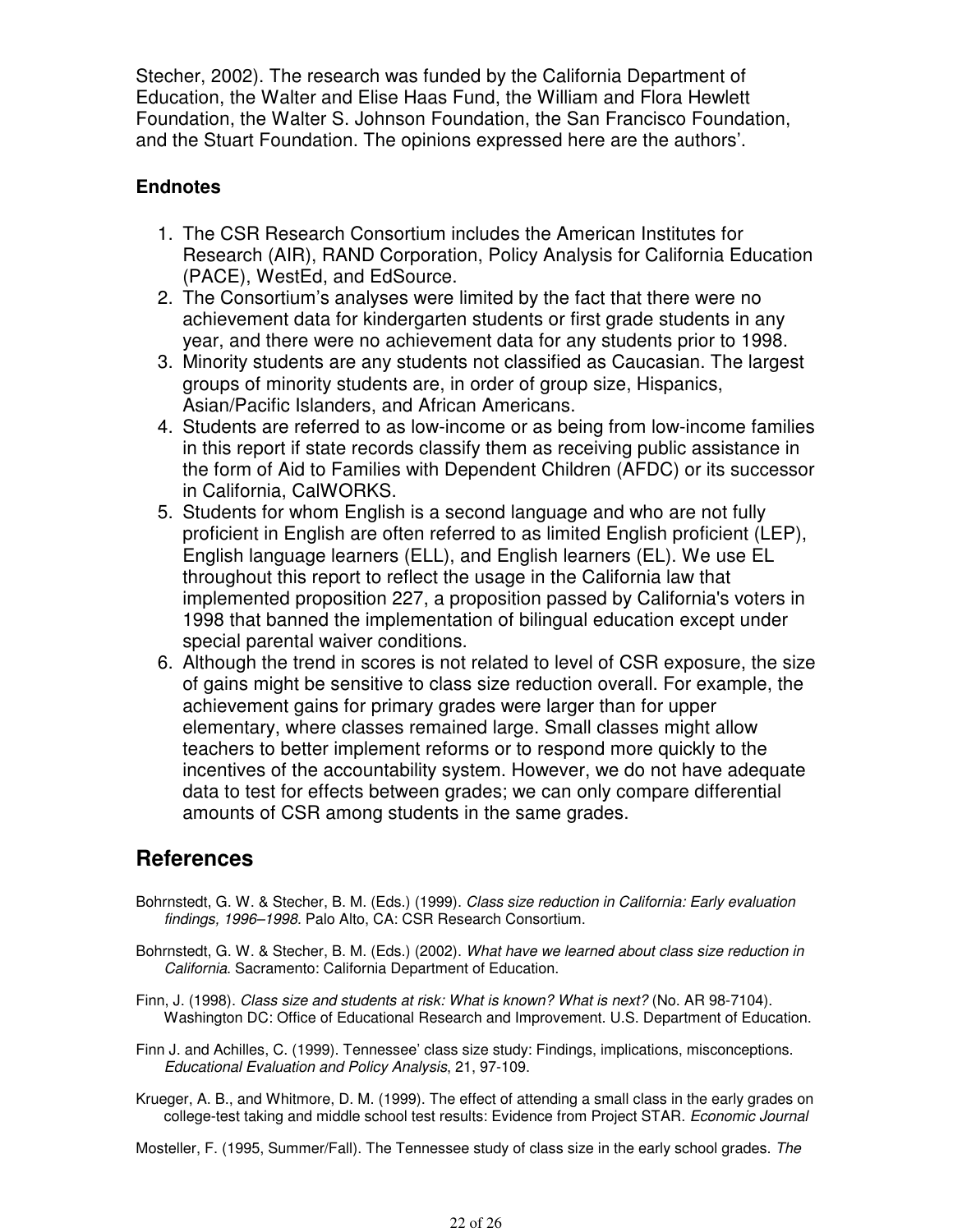Stecher, 2002). The research was funded by the California Department of Education, the Walter and Elise Haas Fund, the William and Flora Hewlett Foundation, the Walter S. Johnson Foundation, the San Francisco Foundation, and the Stuart Foundation. The opinions expressed here are the authors'.

### Endnotes

1. The CSR Research Consortium includes the American Institutes for Research (AIR), RAND Corporation, Policy Analysis for California Education (PACE), WestEd, and EdSource.
2. The Consortium's analyses were limited by the fact that there were no achievement data for kindergarten students or first grade students in any year, and there were no achievement data for any students prior to 1998.
3. Minority students are any students not classified as Caucasian. The largest groups of minority students are, in order of group size, Hispanics, Asian/Pacific Islanders, and African Americans.
4. Students are referred to as low-income or as being from low-income families in this report if state records classify them as receiving public assistance in the form of Aid to Families with Dependent Children (AFDC) or its successor in California, CalWORKS.
5. Students for whom English is a second language and who are not fully proficient in English are often referred to as limited English proficient (LEP), English language learners (ELL), and English learners (EL). We use EL throughout this report to reflect the usage in the California law that implemented proposition 227, a proposition passed by California's voters in 1998 that banned the implementation of bilingual education except under special parental waiver conditions.
6. Although the trend in scores is not related to level of CSR exposure, the size of gains might be sensitive to class size reduction overall. For example, the achievement gains for primary grades were larger than for upper elementary, where classes remained large. Small classes might allow teachers to better implement reforms or to respond more quickly to the incentives of the accountability system. However, we do not have adequate data to test for effects between grades; we can only compare differential amounts of CSR among students in the same grades.

## References

Bohrnstedt, G. W. & Stecher, B. M. (Eds.) (1999). *Class size reduction in California: Early evaluation findings, 1996–1998.* Palo Alto, CA: CSR Research Consortium.

Bohrnstedt, G. W. & Stecher, B. M. (Eds.) (2002). *What have we learned about class size reduction in California*. Sacramento: California Department of Education.

Finn, J. (1998). *Class size and students at risk: What is known? What is next?* (No. AR 98-7104). Washington DC: Office of Educational Research and Improvement. U.S. Department of Education.

Finn J. and Achilles, C. (1999). Tennessee' class size study: Findings, implications, misconceptions. *Educational Evaluation and Policy Analysis*, 21, 97-109.

Krueger, A. B., and Whitmore, D. M. (1999). The effect of attending a small class in the early grades on college-test taking and middle school test results: Evidence from Project STAR. *Economic Journal*

Mosteller, F. (1995, Summer/Fall). The Tennessee study of class size in the early school grades. *The*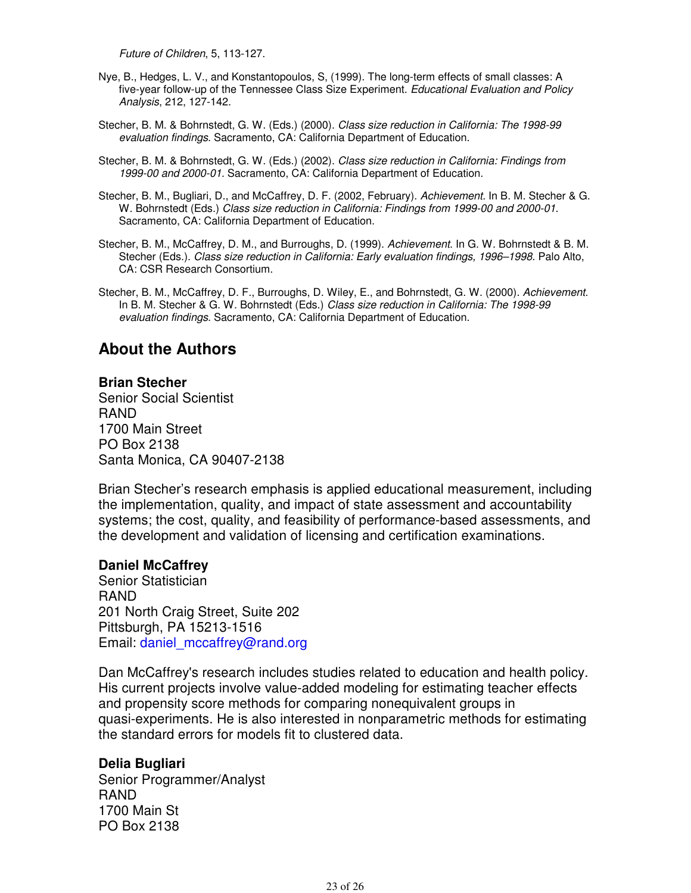*Future of Children*, 5, 113-127.

Nye, B., Hedges, L. V., and Konstantopoulos, S, (1999). The long-term effects of small classes: A five-year follow-up of the Tennessee Class Size Experiment. *Educational Evaluation and Policy Analysis*, 212, 127-142.

Stecher, B. M. & Bohrnstedt, G. W. (Eds.) (2000). *Class size reduction in California: The 1998-99 evaluation findings.* Sacramento, CA: California Department of Education.

Stecher, B. M. & Bohrnstedt, G. W. (Eds.) (2002). *Class size reduction in California: Findings from 1999-00 and 2000-01.* Sacramento, CA: California Department of Education.

Stecher, B. M., Bugliari, D., and McCaffrey, D. F. (2002, February). *Achievement.* In B. M. Stecher & G. W. Bohrnstedt (Eds.) *Class size reduction in California: Findings from 1999-00 and 2000-01.* Sacramento, CA: California Department of Education.

Stecher, B. M., McCaffrey, D. M., and Burroughs, D. (1999). *Achievement.* In G. W. Bohrnstedt & B. M. Stecher (Eds.). *Class size reduction in California: Early evaluation findings, 1996–1998.* Palo Alto, CA: CSR Research Consortium.

Stecher, B. M., McCaffrey, D. F., Burroughs, D. Wiley, E., and Bohrnstedt, G. W. (2000). *Achievement.* In B. M. Stecher & G. W. Bohrnstedt (Eds.) *Class size reduction in California: The 1998-99 evaluation findings.* Sacramento, CA: California Department of Education.

## About the Authors

**Brian Stecher**
Senior Social Scientist
RAND
1700 Main Street
PO Box 2138
Santa Monica, CA 90407-2138

Brian Stecher's research emphasis is applied educational measurement, including the implementation, quality, and impact of state assessment and accountability systems; the cost, quality, and feasibility of performance-based assessments, and the development and validation of licensing and certification examinations.

**Daniel McCaffrey**
Senior Statistician
RAND
201 North Craig Street, Suite 202
Pittsburgh, PA 15213-1516
Email: daniel_mccaffrey@rand.org

Dan McCaffrey's research includes studies related to education and health policy. His current projects involve value-added modeling for estimating teacher effects and propensity score methods for comparing nonequivalent groups in quasi-experiments. He is also interested in nonparametric methods for estimating the standard errors for models fit to clustered data.

**Delia Bugliari**
Senior Programmer/Analyst
RAND
1700 Main St
PO Box 2138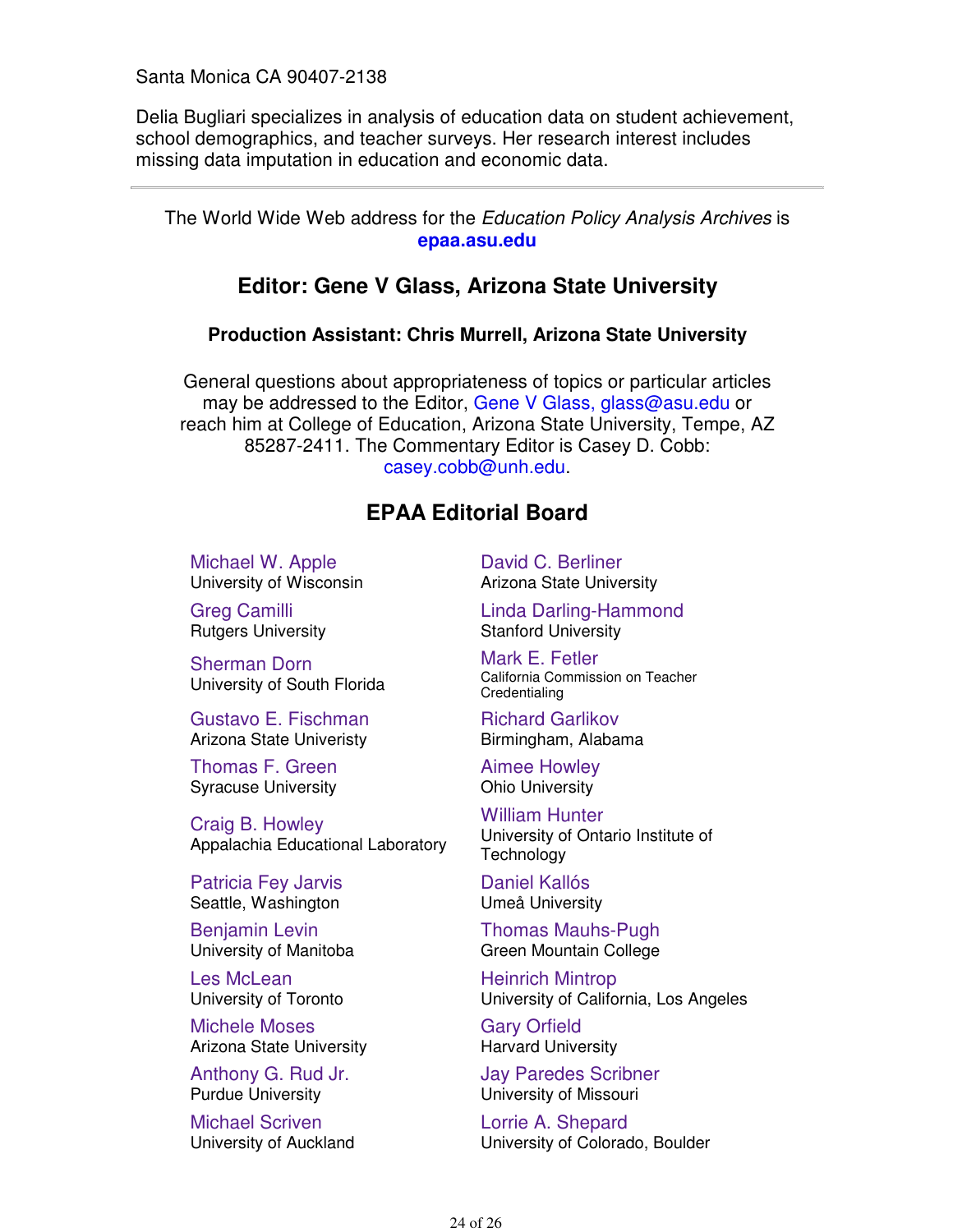Santa Monica CA 90407-2138

Delia Bugliari specializes in analysis of education data on student achievement, school demographics, and teacher surveys. Her research interest includes missing data imputation in education and economic data.

---

The World Wide Web address for the *Education Policy Analysis Archives* is **epaa.asu.edu**

## Editor: Gene V Glass, Arizona State University

### Production Assistant: Chris Murrell, Arizona State University

General questions about appropriateness of topics or particular articles may be addressed to the Editor, Gene V Glass, glass@asu.edu or reach him at College of Education, Arizona State University, Tempe, AZ 85287-2411. The Commentary Editor is Casey D. Cobb: casey.cobb@unh.edu.

## EPAA Editorial Board

Michael W. Apple
University of Wisconsin

David C. Berliner
Arizona State University

Greg Camilli
Rutgers University

Linda Darling-Hammond
Stanford University

Sherman Dorn
University of South Florida

Mark E. Fetler
California Commission on Teacher Credentialing

Gustavo E. Fischman
Arizona State Univeristy

Richard Garlikov
Birmingham, Alabama

Thomas F. Green
Syracuse University

Aimee Howley
Ohio University

Craig B. Howley
Appalachia Educational Laboratory

William Hunter
University of Ontario Institute of Technology

Patricia Fey Jarvis
Seattle, Washington

Daniel Kallós
Umeå University

Benjamin Levin
University of Manitoba

Thomas Mauhs-Pugh
Green Mountain College

Les McLean
University of Toronto

Heinrich Mintrop
University of California, Los Angeles

Michele Moses
Arizona State University

Gary Orfield
Harvard University

Anthony G. Rud Jr.
Purdue University

Jay Paredes Scribner
University of Missouri

Michael Scriven
University of Auckland

Lorrie A. Shepard
University of Colorado, Boulder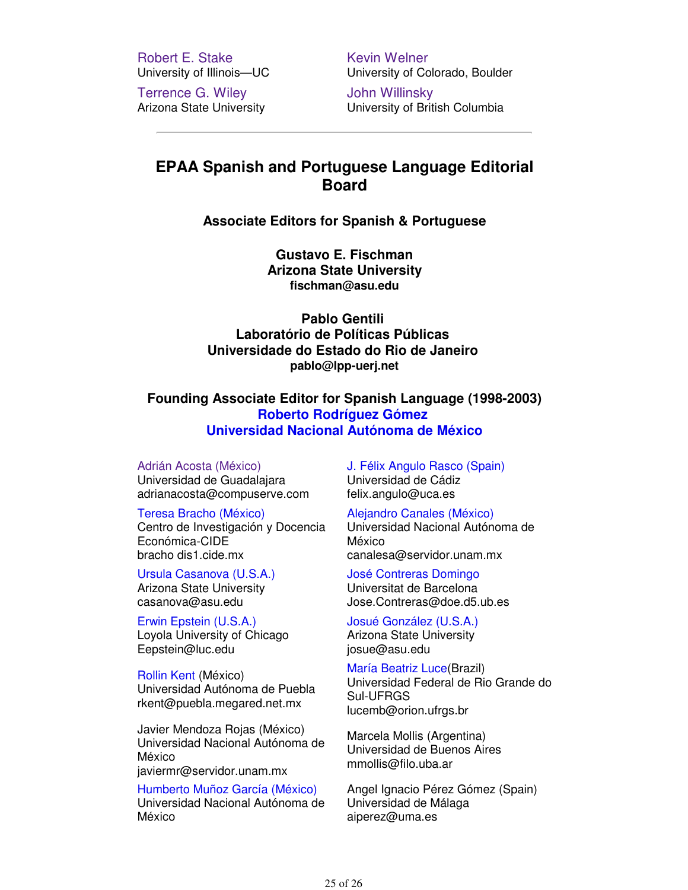Robert E. Stake
University of Illinois—UC

Kevin Welner
University of Colorado, Boulder

Terrence G. Wiley
Arizona State University

John Willinsky
University of British Columbia

---

## EPAA Spanish and Portuguese Language Editorial Board

### Associate Editors for Spanish & Portuguese

**Gustavo E. Fischman**
**Arizona State University**
**fischman@asu.edu**

**Pablo Gentili**
**Laboratório de Políticas Públicas**
**Universidade do Estado do Rio de Janeiro**
**pablo@lpp-uerj.net**

### Founding Associate Editor for Spanish Language (1998-2003)

**Roberto Rodríguez Gómez**
**Universidad Nacional Autónoma de México**

Adrián Acosta (México)
Universidad de Guadalajara
adrianacosta@compuserve.com

J. Félix Angulo Rasco (Spain)
Universidad de Cádiz
felix.angulo@uca.es

Teresa Bracho (México)
Centro de Investigación y Docencia Económica-CIDE
bracho dis1.cide.mx

Alejandro Canales (México)
Universidad Nacional Autónoma de México
canalesa@servidor.unam.mx

Ursula Casanova (U.S.A.)
Arizona State University
casanova@asu.edu

José Contreras Domingo
Universitat de Barcelona
Jose.Contreras@doe.d5.ub.es

Erwin Epstein (U.S.A.)
Loyola University of Chicago
Eepstein@luc.edu

Josué González (U.S.A.)
Arizona State University
josue@asu.edu

Rollin Kent (México)
Universidad Autónoma de Puebla
rkent@puebla.megared.net.mx

María Beatriz Luce(Brazil)
Universidad Federal de Rio Grande do Sul-UFRGS
lucemb@orion.ufrgs.br

Javier Mendoza Rojas (México)
Universidad Nacional Autónoma de México
javiermr@servidor.unam.mx

Marcela Mollis (Argentina)
Universidad de Buenos Aires
mmollis@filo.uba.ar

Humberto Muñoz García (México)
Universidad Nacional Autónoma de México

Angel Ignacio Pérez Gómez (Spain)
Universidad de Málaga
aiperez@uma.es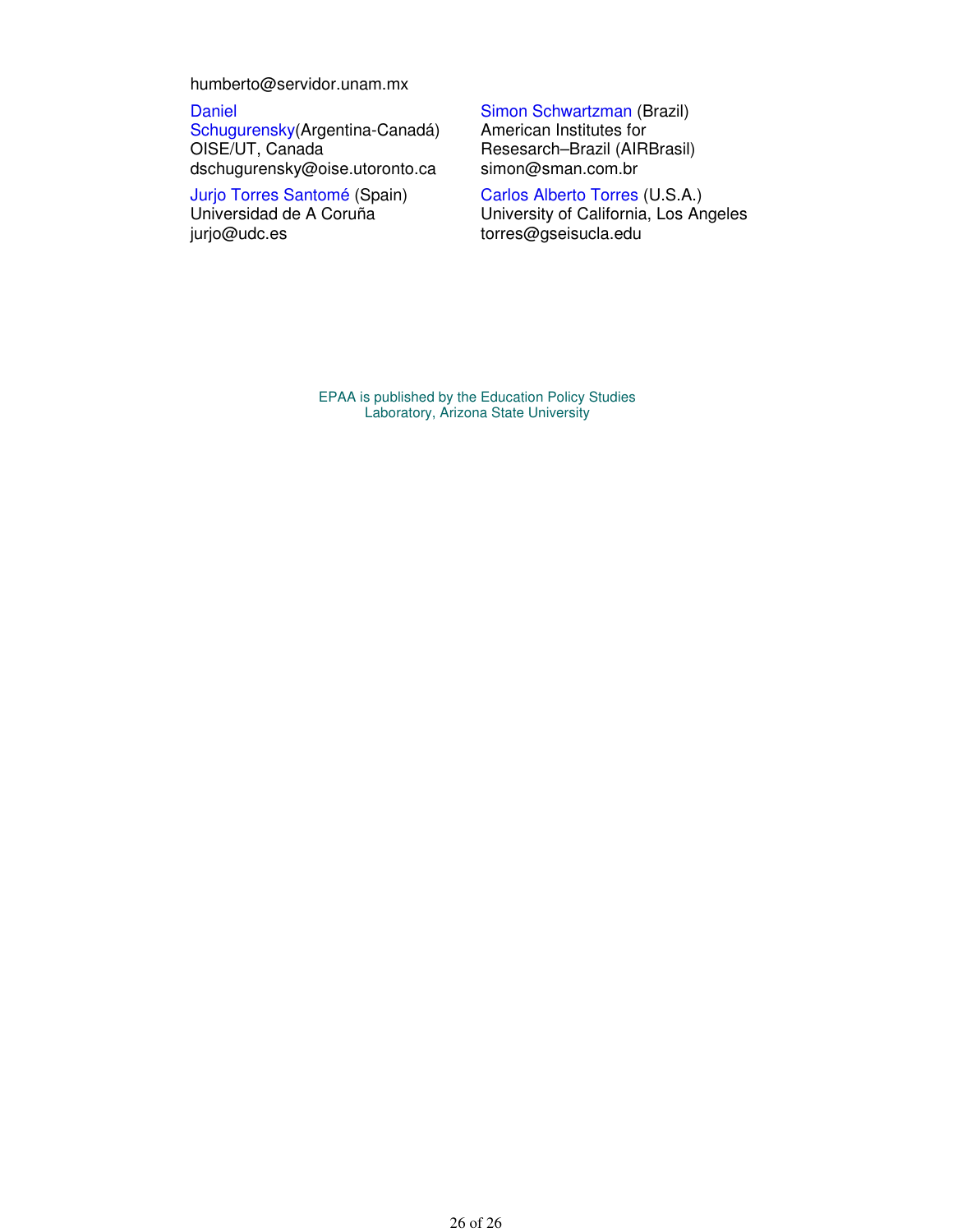humberto@servidor.unam.mx

Daniel Schugurensky (Argentina-Canadá)
OISE/UT, Canada
dschugurensky@oise.utoronto.ca

Simon Schwartzman (Brazil)
American Institutes for Resesarch–Brazil (AIRBrasil)
simon@sman.com.br

Jurjo Torres Santomé (Spain)
Universidad de A Coruña
jurjo@udc.es

Carlos Alberto Torres (U.S.A.)
University of California, Los Angeles
torres@gseisucla.edu

EPAA is published by the Education Policy Studies Laboratory, Arizona State University